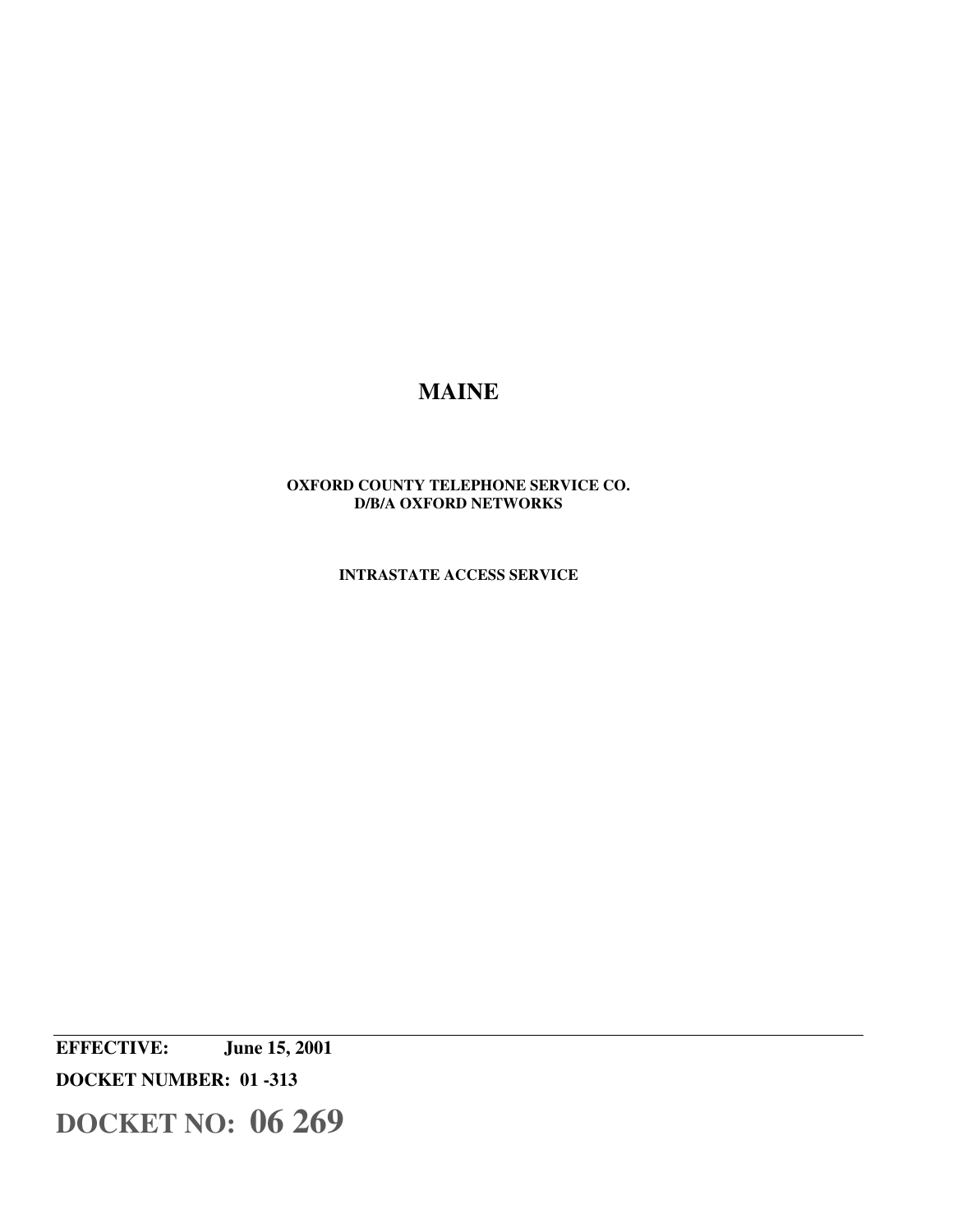# MAINE

**OXFORD COUNTY TELEPHONE SERVICE CO.**
**D/B/A OXFORD NETWORKS**

**INTRASTATE ACCESS SERVICE**

---

**EFFECTIVE:** **June 15, 2001**

**DOCKET NUMBER: 01 -313**

**DOCKET NO: 06 269**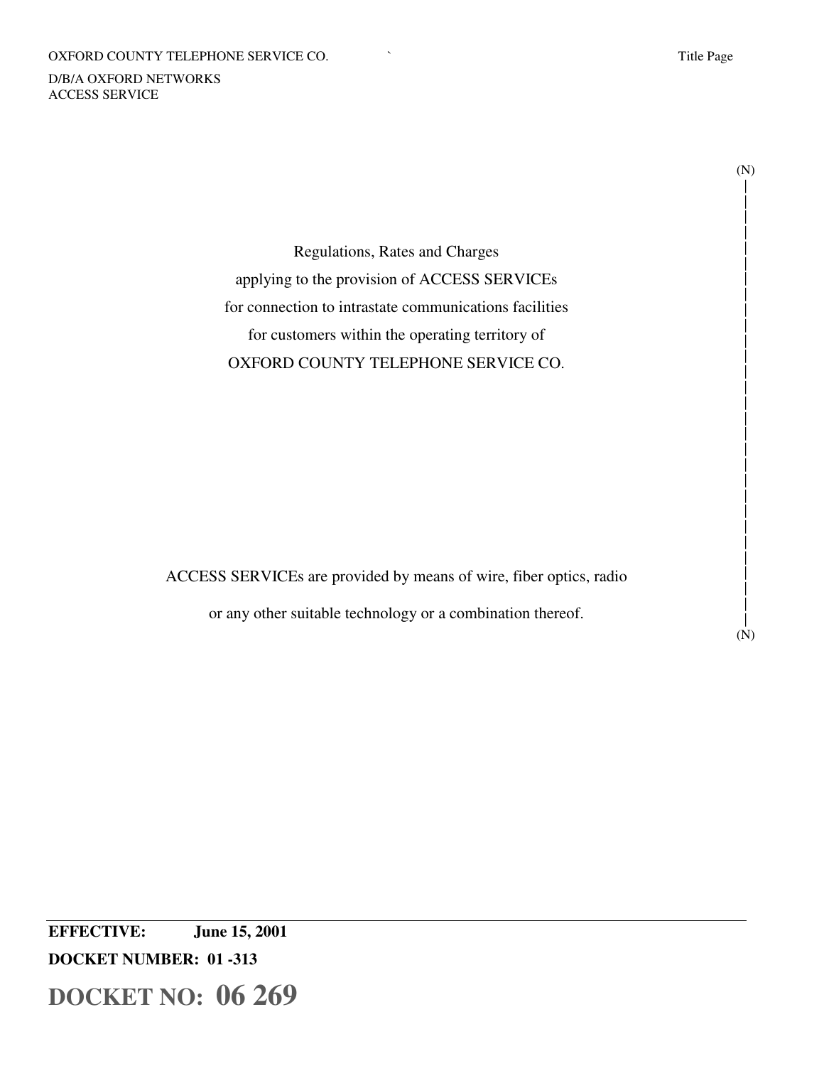Regulations, Rates and Charges
applying to the provision of ACCESS SERVICEs
for connection to intrastate communications facilities
for customers within the operating territory of
OXFORD COUNTY TELEPHONE SERVICE CO.

ACCESS SERVICEs are provided by means of wire, fiber optics, radio
or any other suitable technology or a combination thereof.

**EFFECTIVE:** **June 15, 2001**

**DOCKET NUMBER: 01 -313**

**DOCKET NO: 06 269**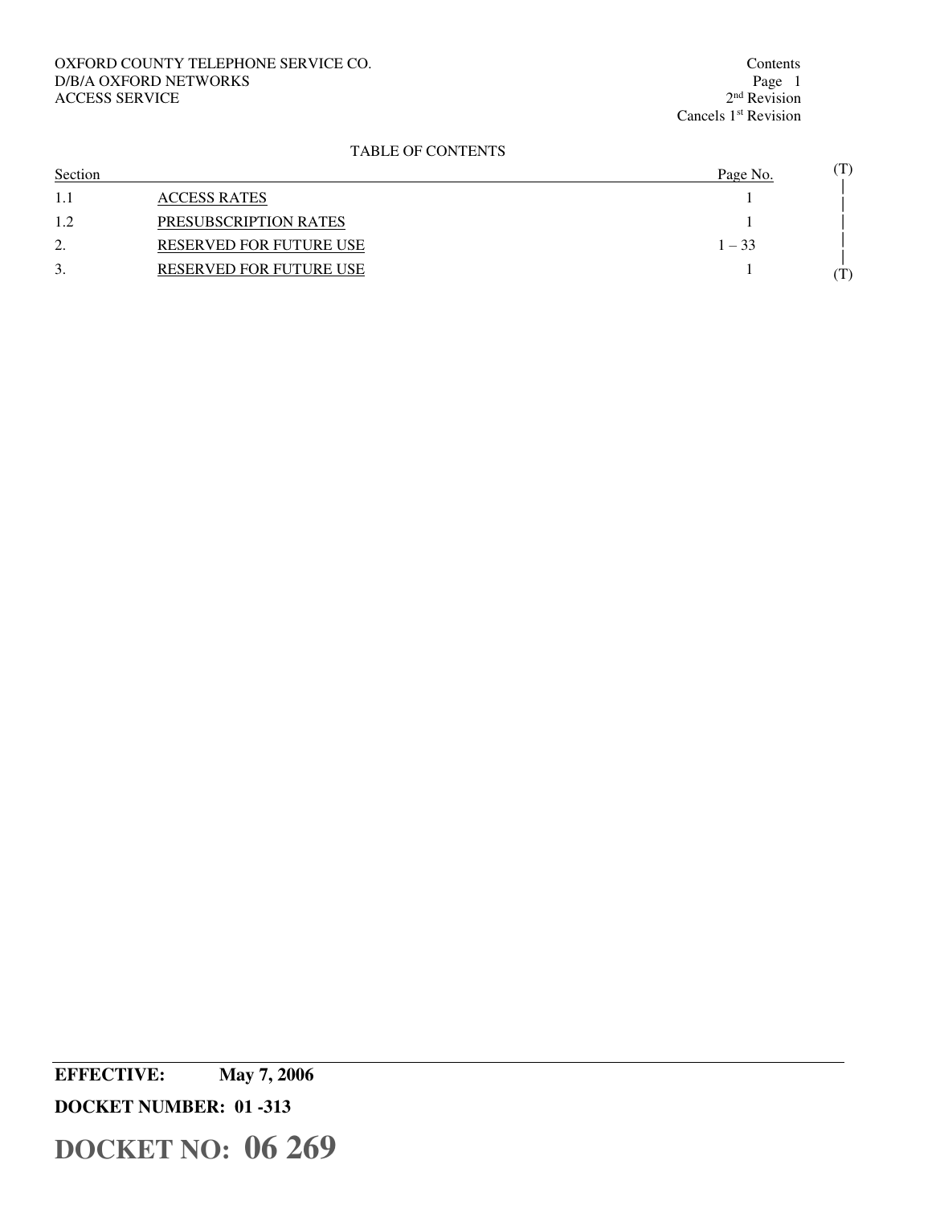OXFORD COUNTY TELEPHONE SERVICE CO.
D/B/A OXFORD NETWORKS
ACCESS SERVICE

Contents
Page 1
2nd Revision
Cancels 1st Revision

TABLE OF CONTENTS

| Section | | Page No. | |
|---|---|---|---|
| 1.1 | ACCESS RATES | 1 | (T) |
| 1.2 | PRESUBSCRIPTION RATES | 1 | \| |
| 2. | RESERVED FOR FUTURE USE | 1 – 33 | \| |
| 3. | RESERVED FOR FUTURE USE | 1 | (T) |

**EFFECTIVE: May 7, 2006**

**DOCKET NUMBER: 01 -313**

**DOCKET NO: 06 269**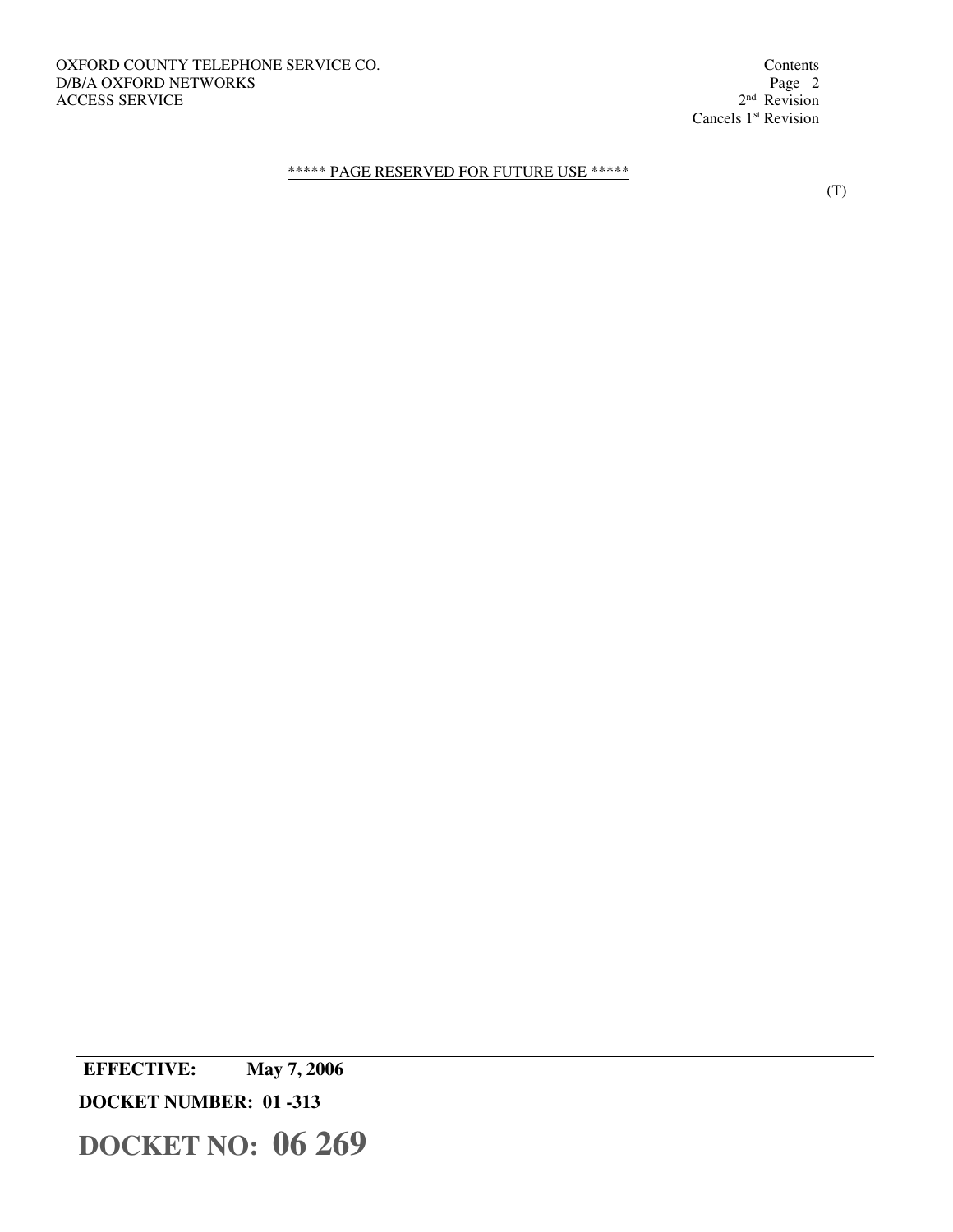OXFORD COUNTY TELEPHONE SERVICE CO.
D/B/A OXFORD NETWORKS
ACCESS SERVICE

Contents
Page 2
2nd Revision
Cancels 1st Revision

***** PAGE RESERVED FOR FUTURE USE ***** (T)

**EFFECTIVE: May 7, 2006**

**DOCKET NUMBER: 01 -313**

**DOCKET NO: 06 269**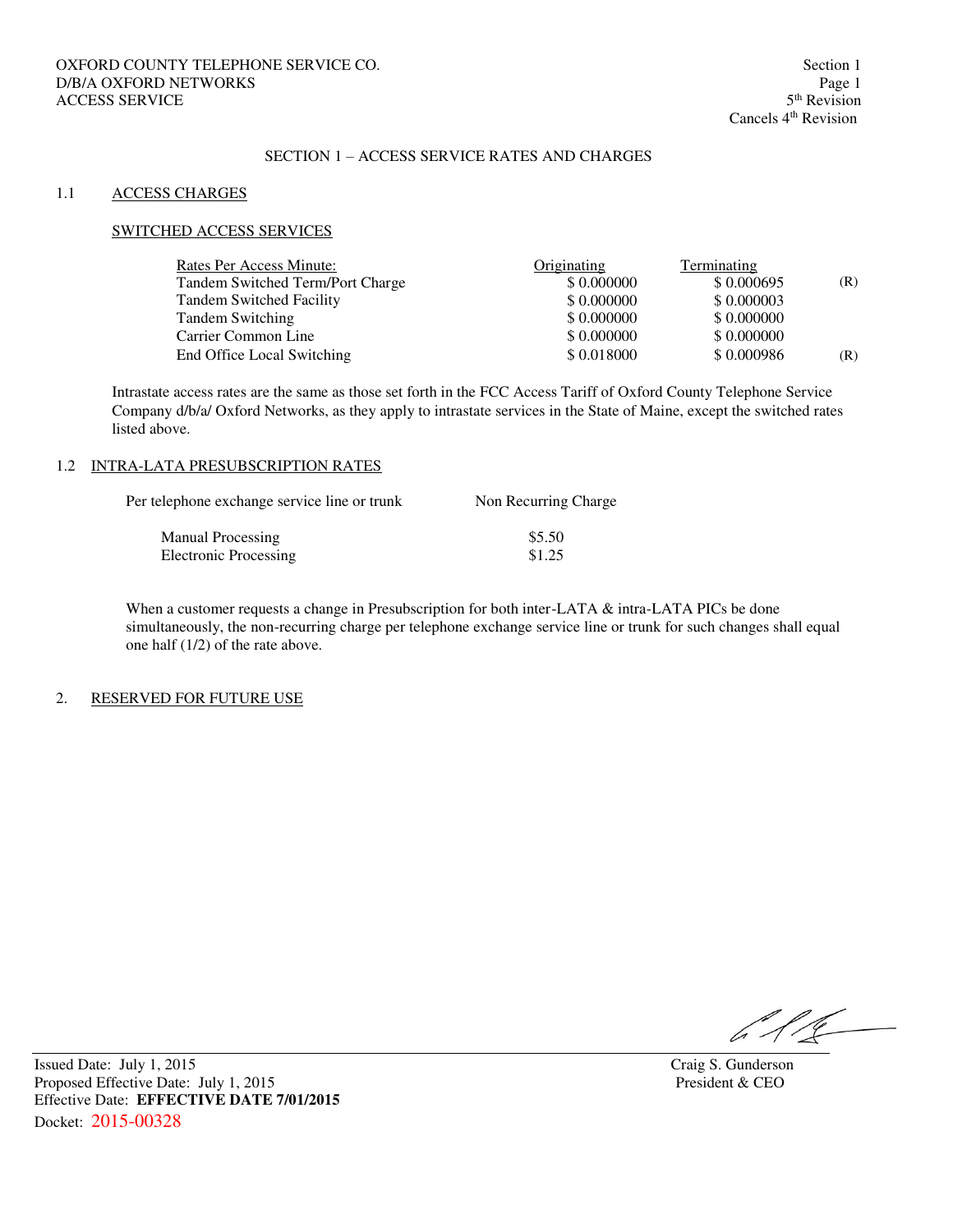OXFORD COUNTY TELEPHONE SERVICE CO.
D/B/A OXFORD NETWORKS
ACCESS SERVICE

Section 1
Page 1
5th Revision
Cancels 4th Revision

## SECTION 1 – ACCESS SERVICE RATES AND CHARGES

### 1.1 ACCESS CHARGES

#### SWITCHED ACCESS SERVICES

| Rates Per Access Minute: | Originating | Terminating | |
|---|---|---|---|
| Tandem Switched Term/Port Charge | $ 0.000000 | $ 0.000695 | (R) |
| Tandem Switched Facility | $ 0.000000 | $ 0.000003 | |
| Tandem Switching | $ 0.000000 | $ 0.000000 | |
| Carrier Common Line | $ 0.000000 | $ 0.000000 | |
| End Office Local Switching | $ 0.018000 | $ 0.000986 | (R) |

Intrastate access rates are the same as those set forth in the FCC Access Tariff of Oxford County Telephone Service Company d/b/a/ Oxford Networks, as they apply to intrastate services in the State of Maine, except the switched rates listed above.

### 1.2 INTRA-LATA PRESUBSCRIPTION RATES

| Per telephone exchange service line or trunk | Non Recurring Charge |
|---|---|
| Manual Processing | $5.50 |
| Electronic Processing | $1.25 |

When a customer requests a change in Presubscription for both inter-LATA & intra-LATA PICs be done simultaneously, the non-recurring charge per telephone exchange service line or trunk for such changes shall equal one half (1/2) of the rate above.

### 2. RESERVED FOR FUTURE USE

Issued Date: July 1, 2015
Proposed Effective Date: July 1, 2015
Effective Date: **EFFECTIVE DATE 7/01/2015**
Docket: 2015-00328

Craig S. Gunderson
President & CEO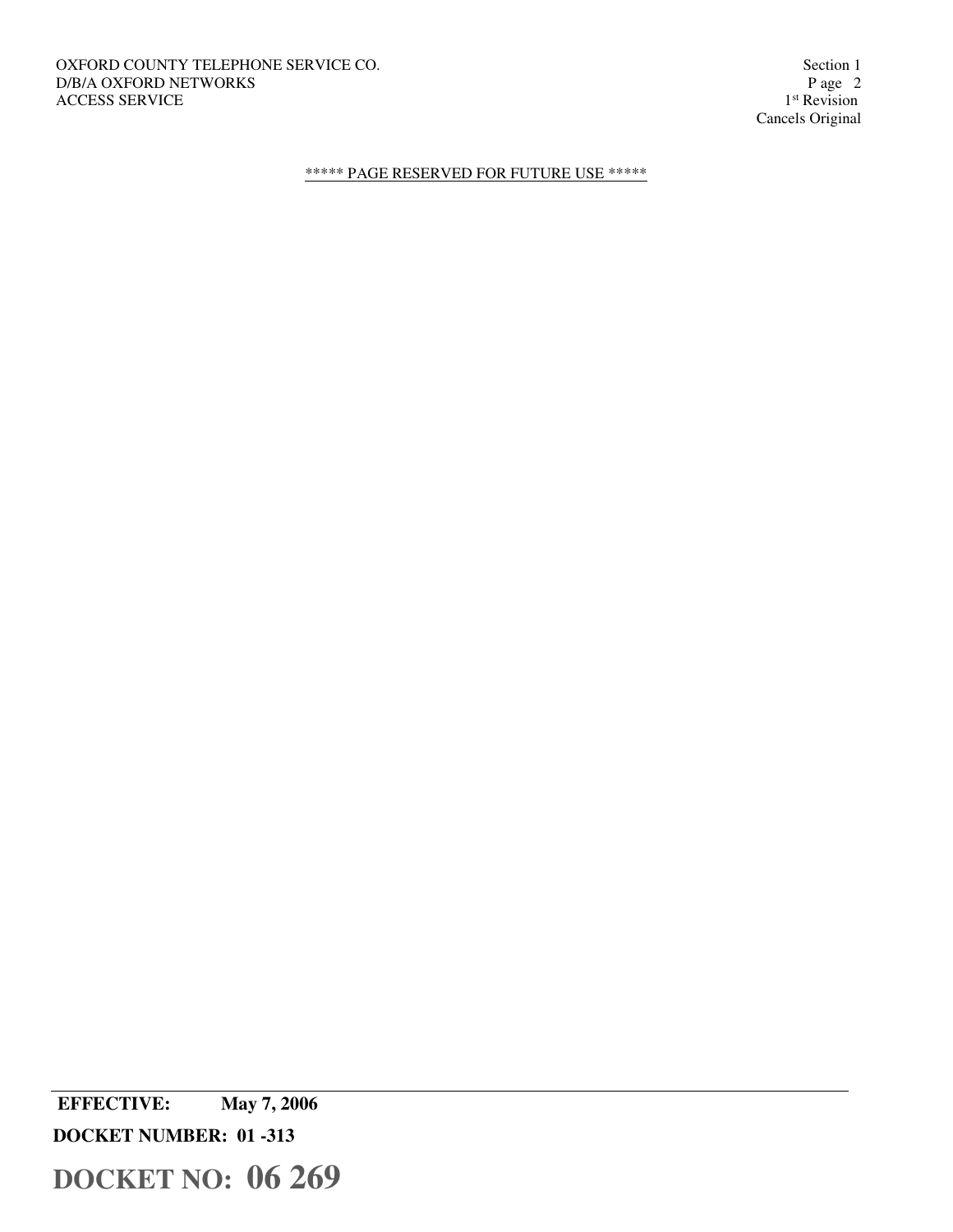***** PAGE RESERVED FOR FUTURE USE *****

**EFFECTIVE: May 7, 2006**

**DOCKET NUMBER: 01 -313**

**DOCKET NO: 06 269**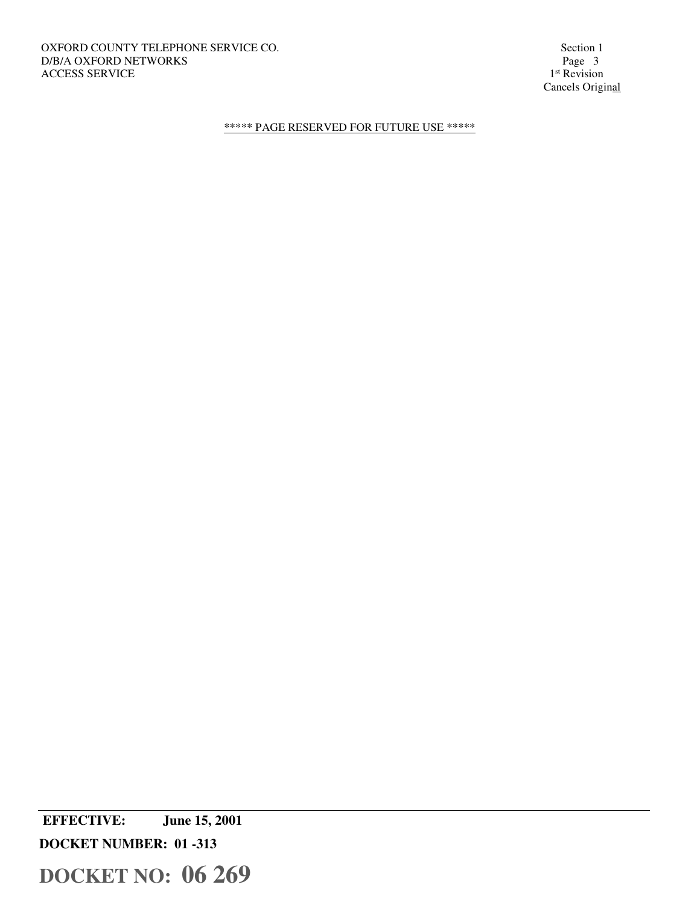***** PAGE RESERVED FOR FUTURE USE *****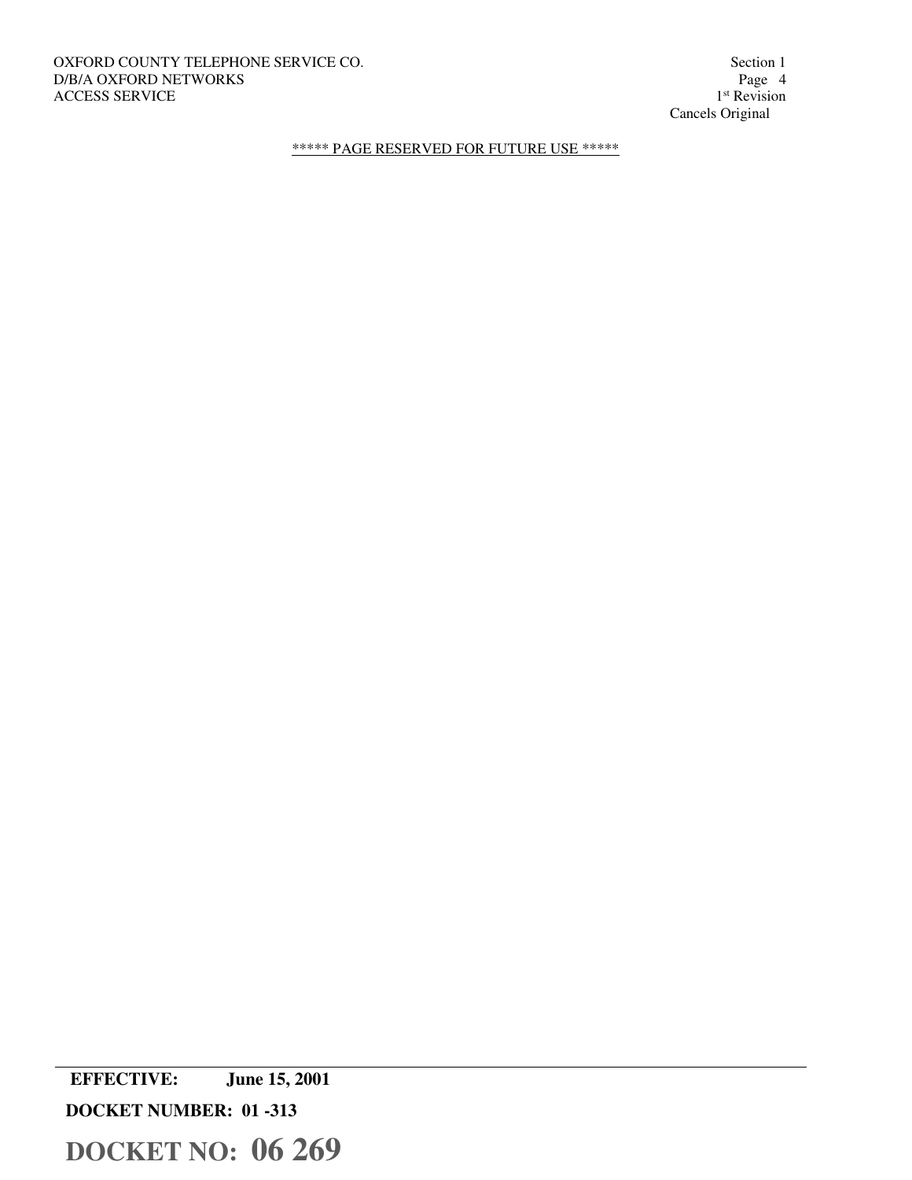***** PAGE RESERVED FOR FUTURE USE *****

**EFFECTIVE: June 15, 2001**

**DOCKET NUMBER: 01 -313**

**DOCKET NO: 06 269**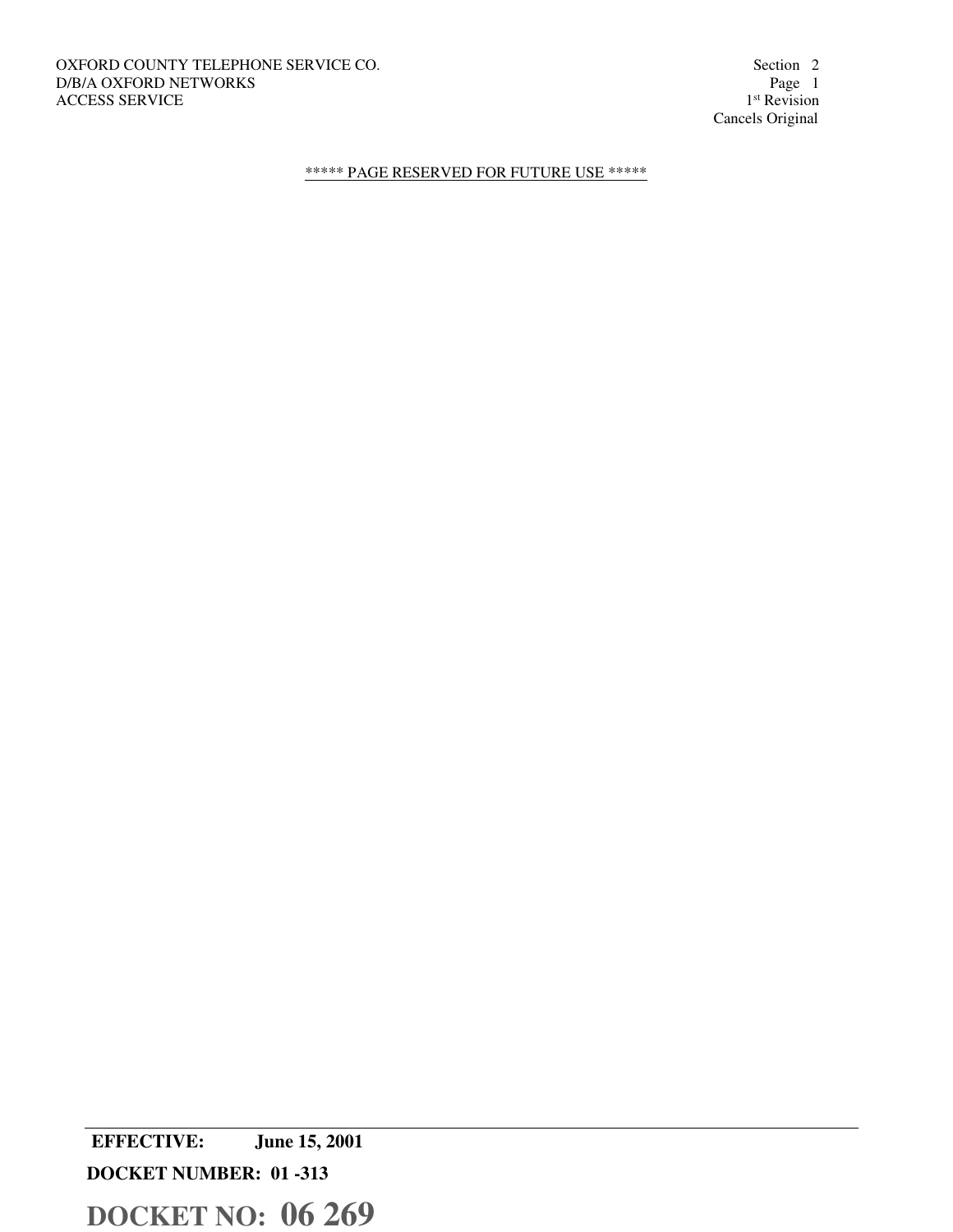***** PAGE RESERVED FOR FUTURE USE *****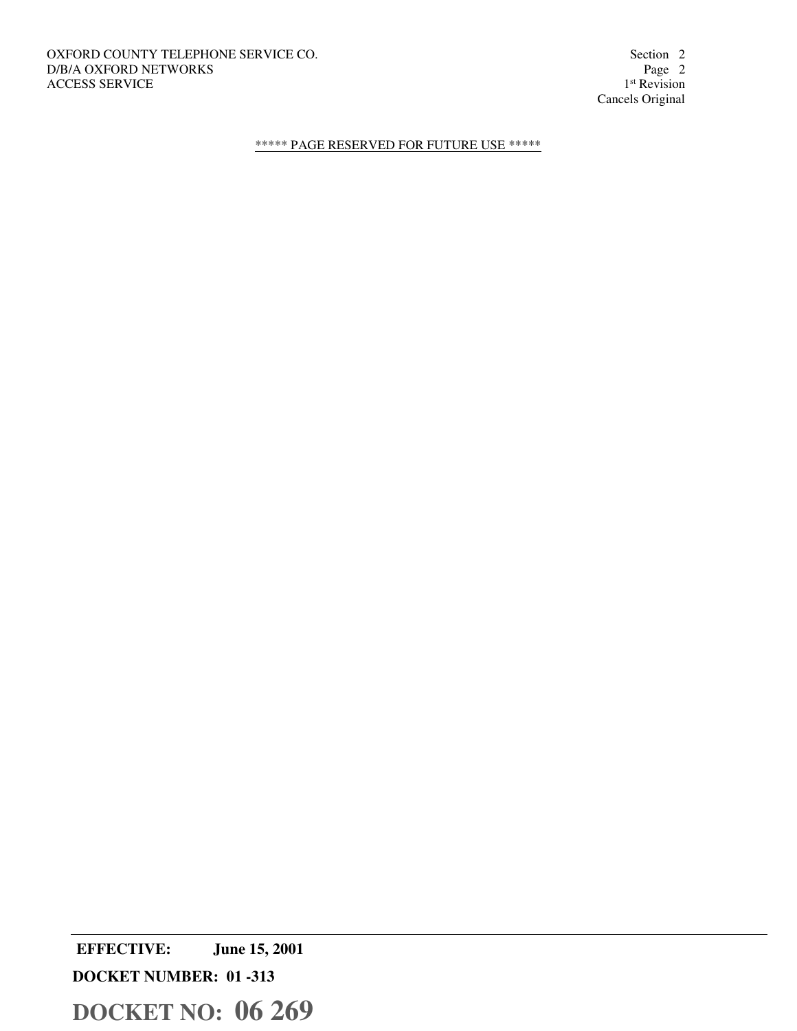***** PAGE RESERVED FOR FUTURE USE *****

**EFFECTIVE: June 15, 2001**

**DOCKET NUMBER: 01 -313**

**DOCKET NO: 06 269**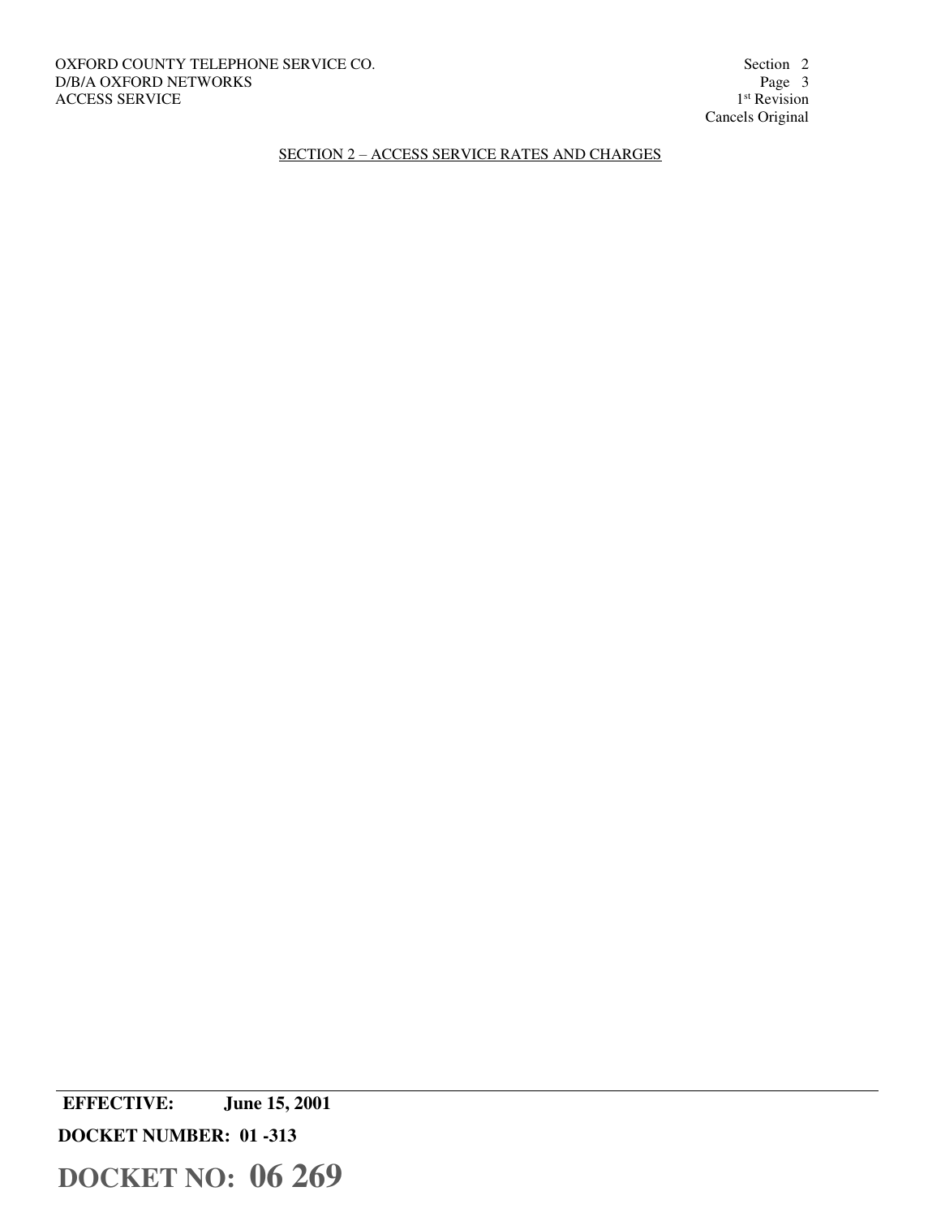SECTION 2 – ACCESS SERVICE RATES AND CHARGES

**EFFECTIVE: June 15, 2001**

**DOCKET NUMBER: 01 -313**

**DOCKET NO: 06 269**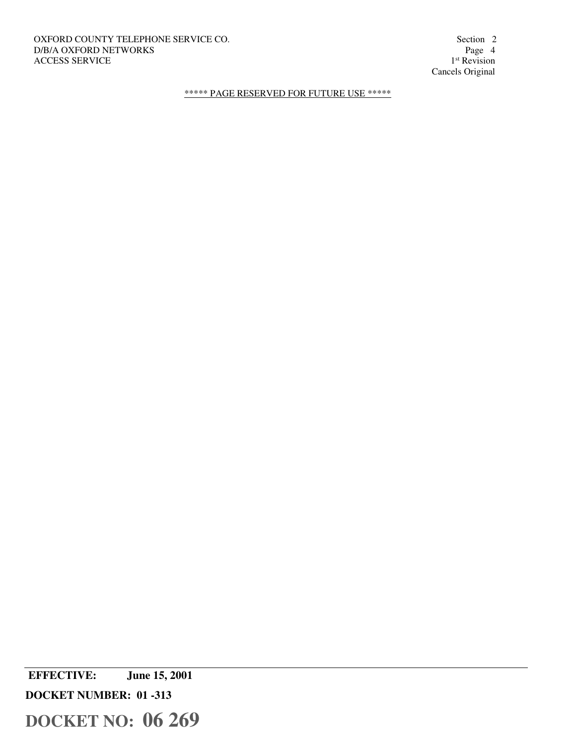***** PAGE RESERVED FOR FUTURE USE *****

**EFFECTIVE: June 15, 2001**

**DOCKET NUMBER: 01 -313**

**DOCKET NO: 06 269**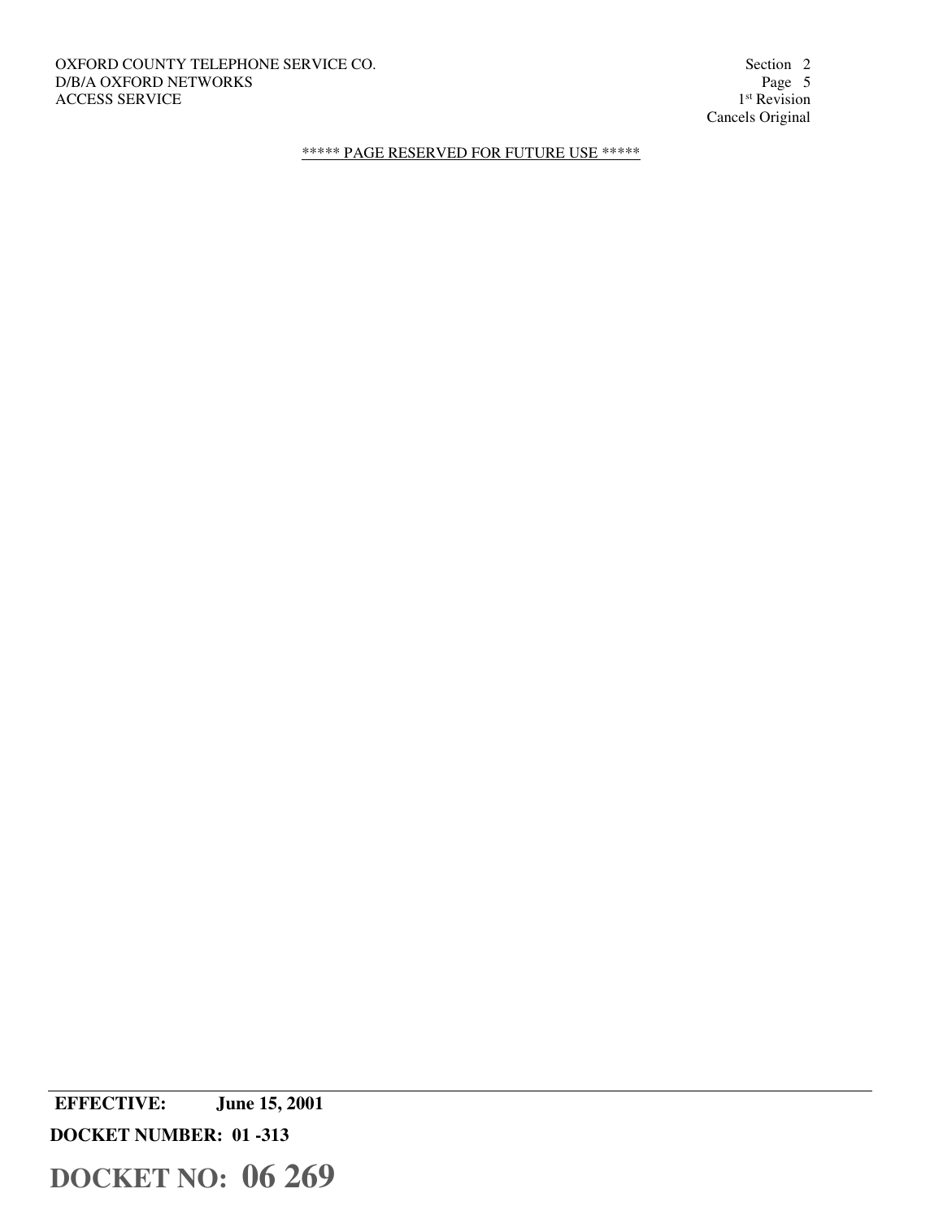***** PAGE RESERVED FOR FUTURE USE *****

**EFFECTIVE: June 15, 2001**

**DOCKET NUMBER: 01 -313**

**DOCKET NO: 06 269**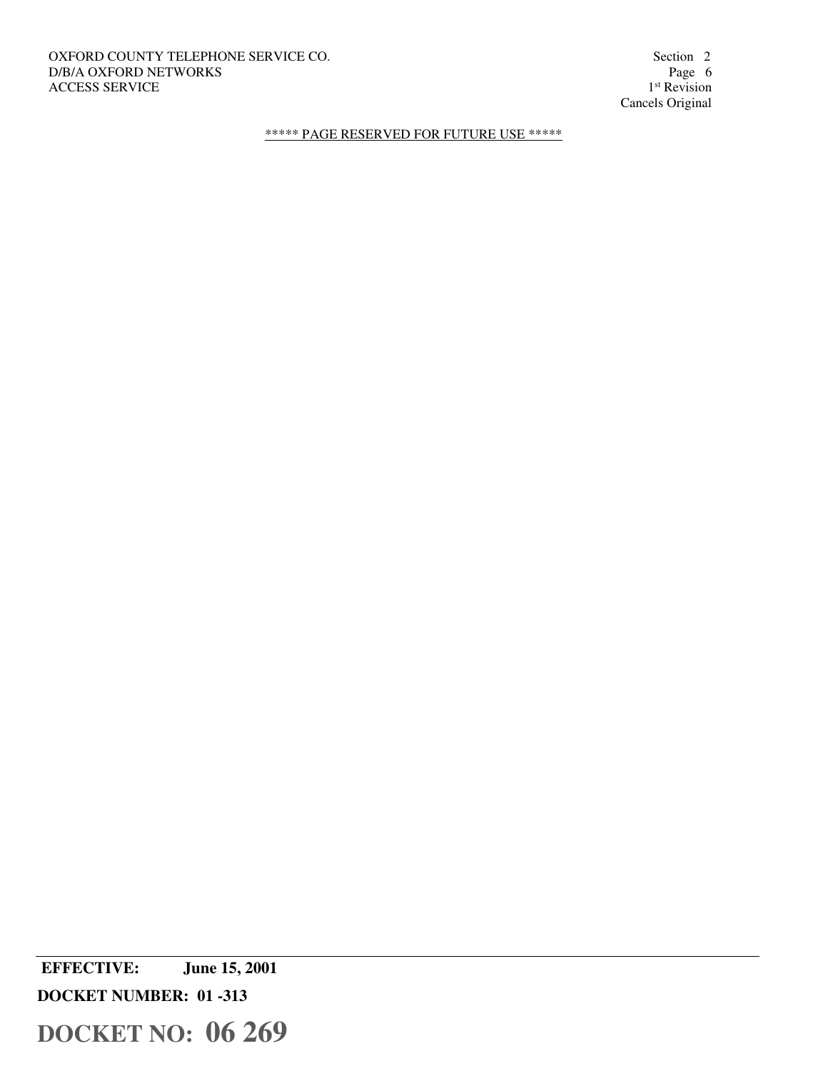***** PAGE RESERVED FOR FUTURE USE *****

**EFFECTIVE: June 15, 2001**

**DOCKET NUMBER: 01 -313**

**DOCKET NO: 06 269**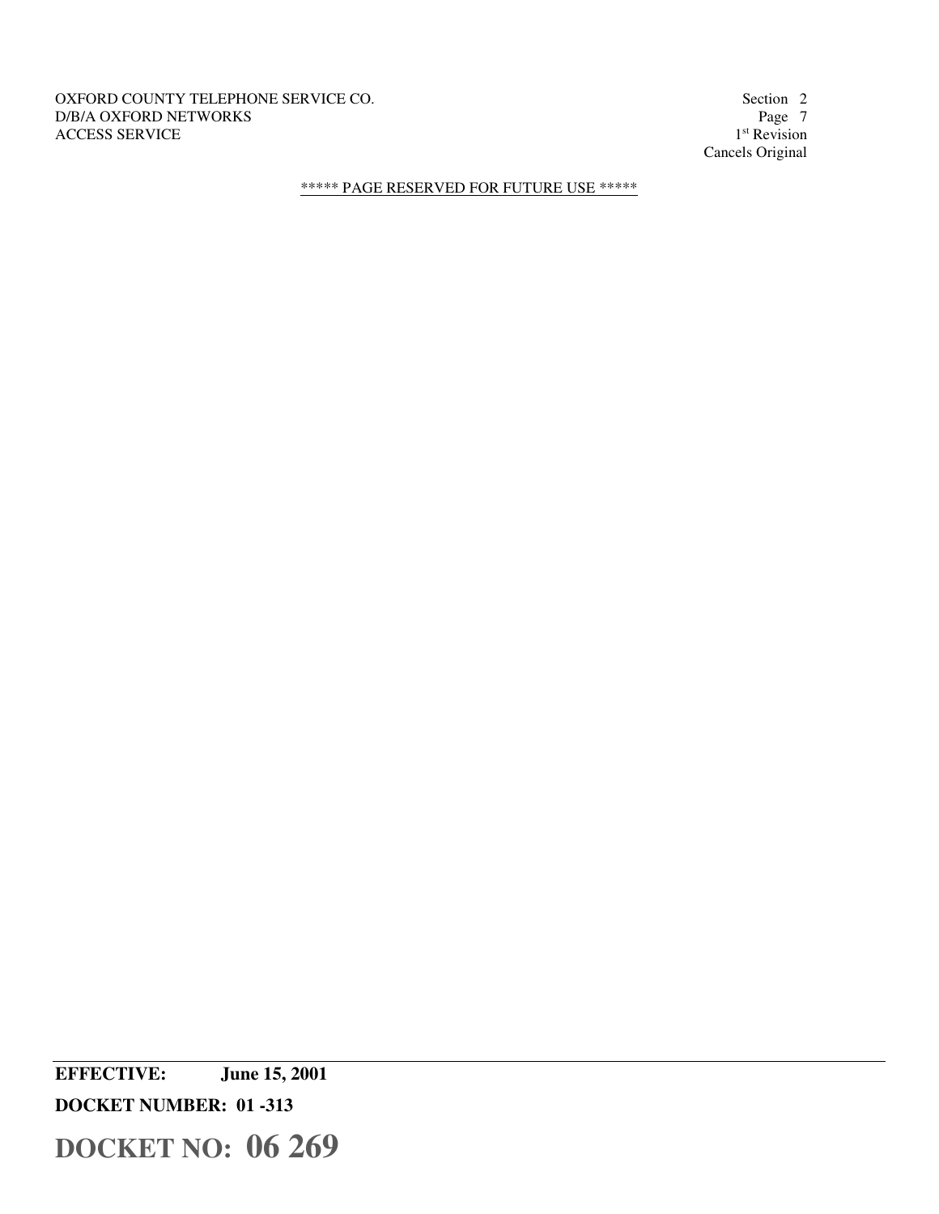OXFORD COUNTY TELEPHONE SERVICE CO.
D/B/A OXFORD NETWORKS
ACCESS SERVICE

Section 2
Page 7
1st Revision
Cancels Original

***** PAGE RESERVED FOR FUTURE USE *****

**EFFECTIVE: June 15, 2001**

**DOCKET NUMBER: 01 -313**

**DOCKET NO: 06 269**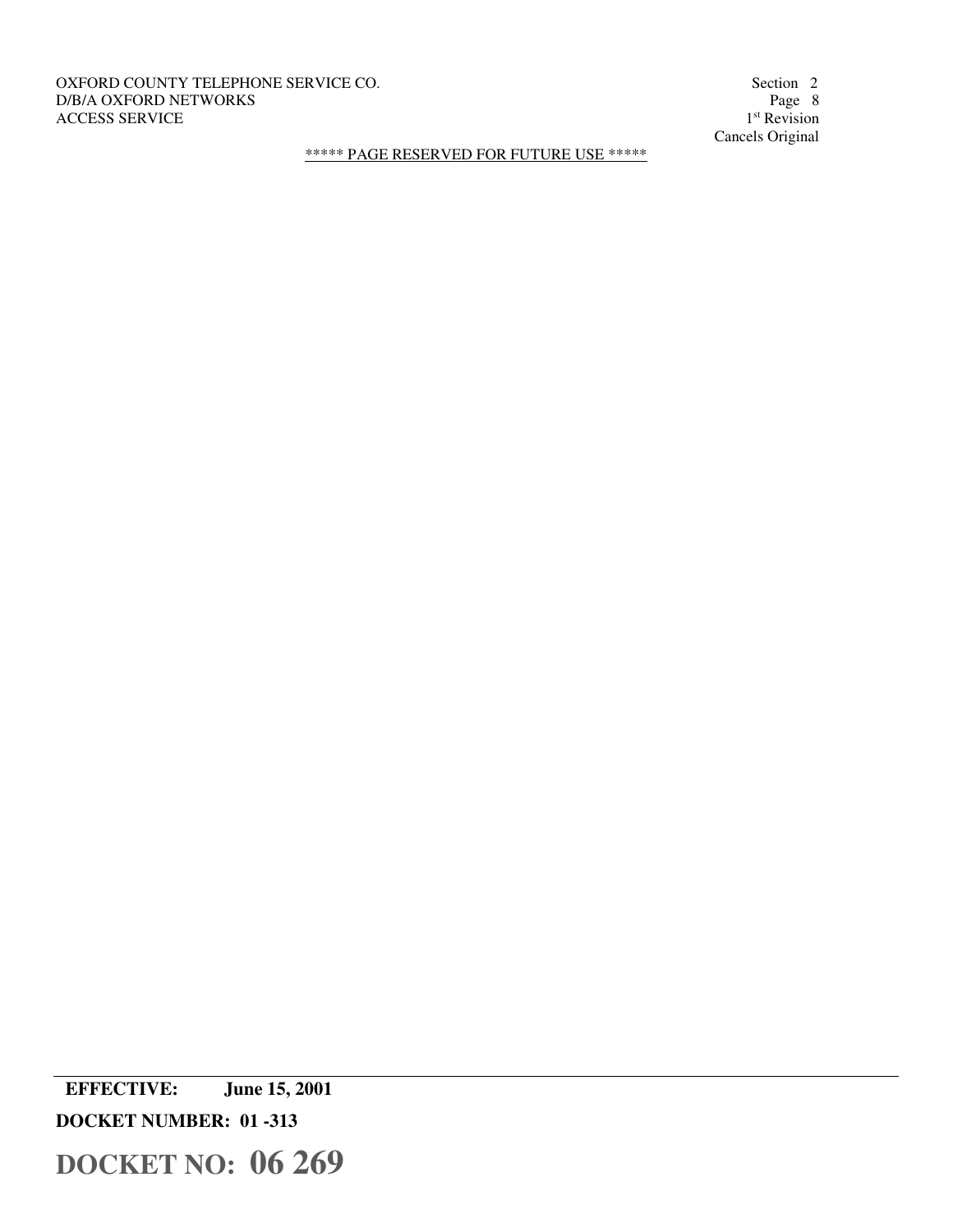***** PAGE RESERVED FOR FUTURE USE *****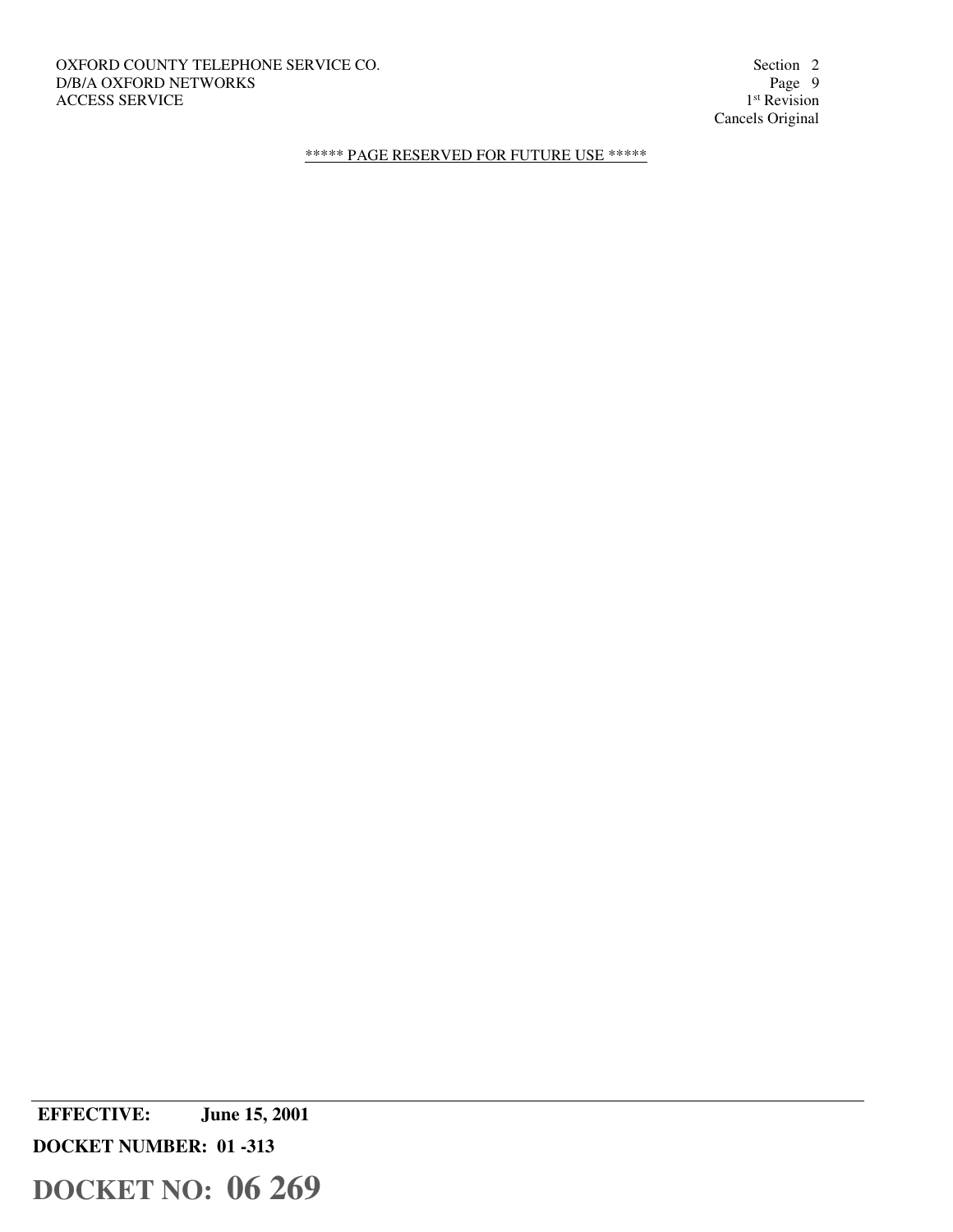***** PAGE RESERVED FOR FUTURE USE *****

**EFFECTIVE: June 15, 2001**

**DOCKET NUMBER: 01 -313**

**DOCKET NO: 06 269**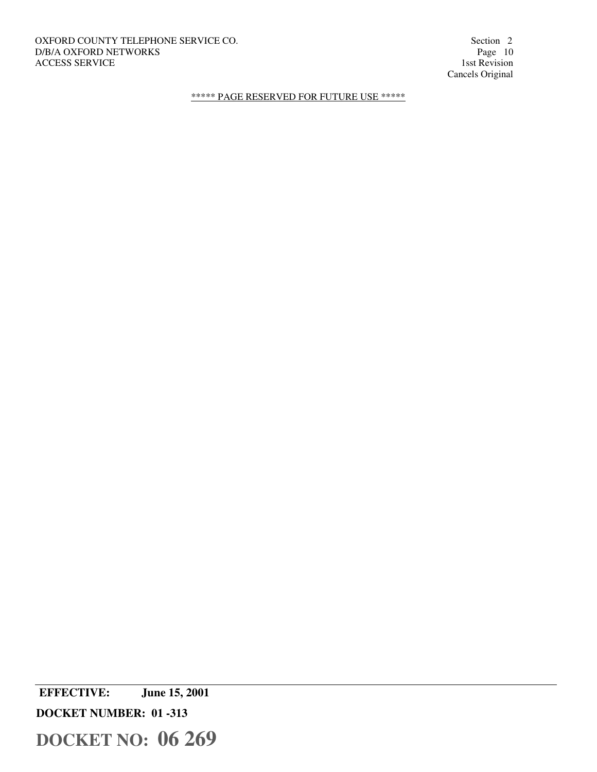***** PAGE RESERVED FOR FUTURE USE *****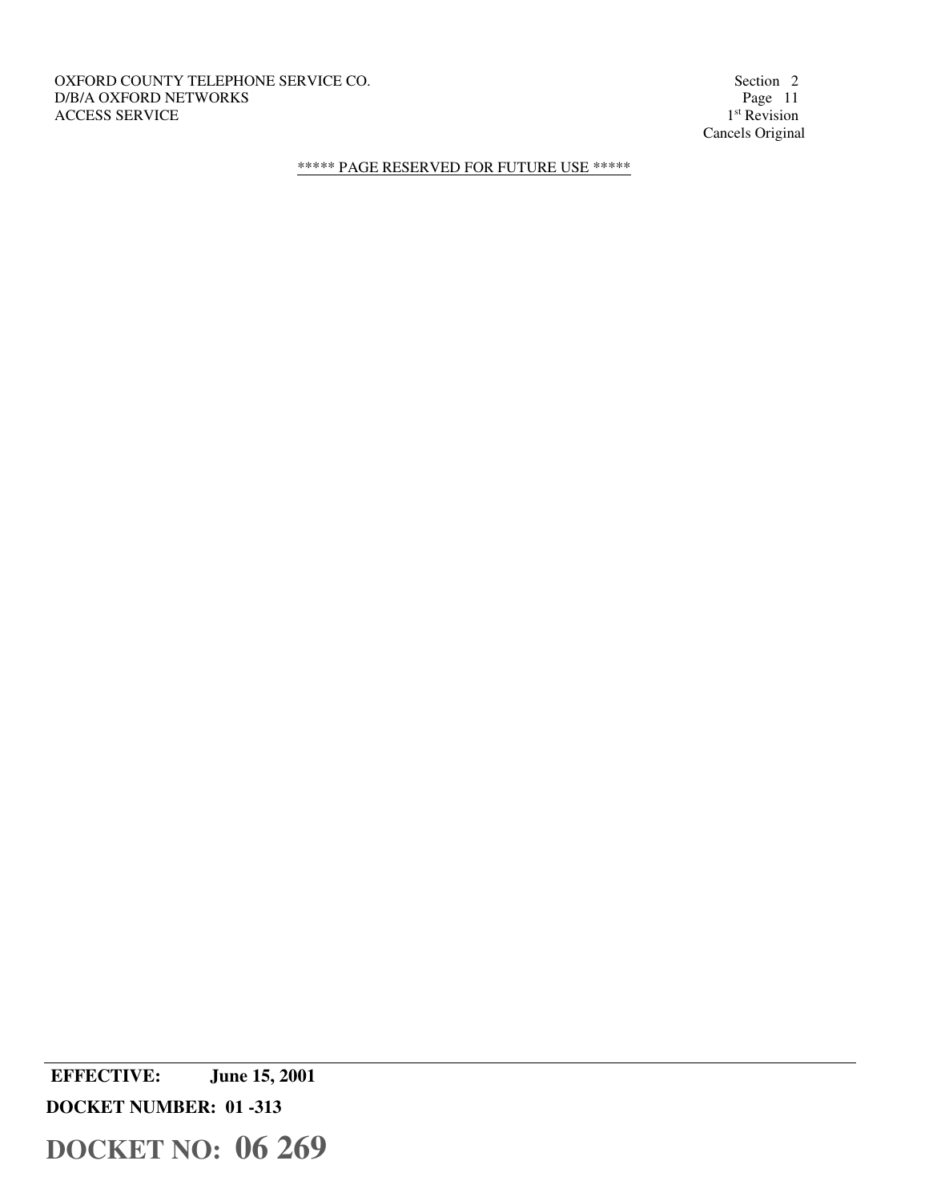OXFORD COUNTY TELEPHONE SERVICE CO.
D/B/A OXFORD NETWORKS
ACCESS SERVICE

Section 2
Page 11
1st Revision
Cancels Original

***** PAGE RESERVED FOR FUTURE USE *****

**EFFECTIVE: June 15, 2001**

**DOCKET NUMBER: 01 -313**

**DOCKET NO: 06 269**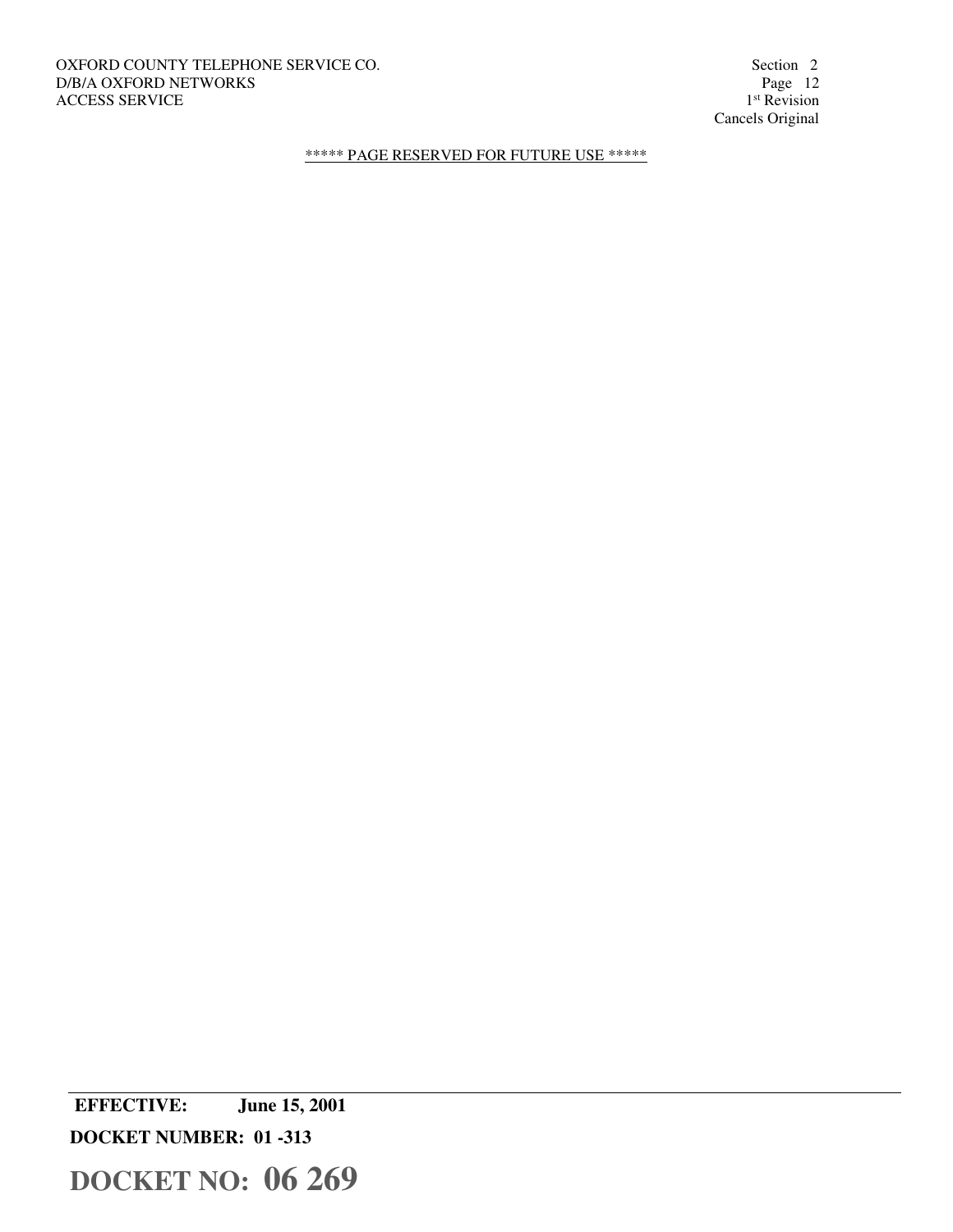***** PAGE RESERVED FOR FUTURE USE *****

**EFFECTIVE: June 15, 2001**

**DOCKET NUMBER: 01 -313**

**DOCKET NO: 06 269**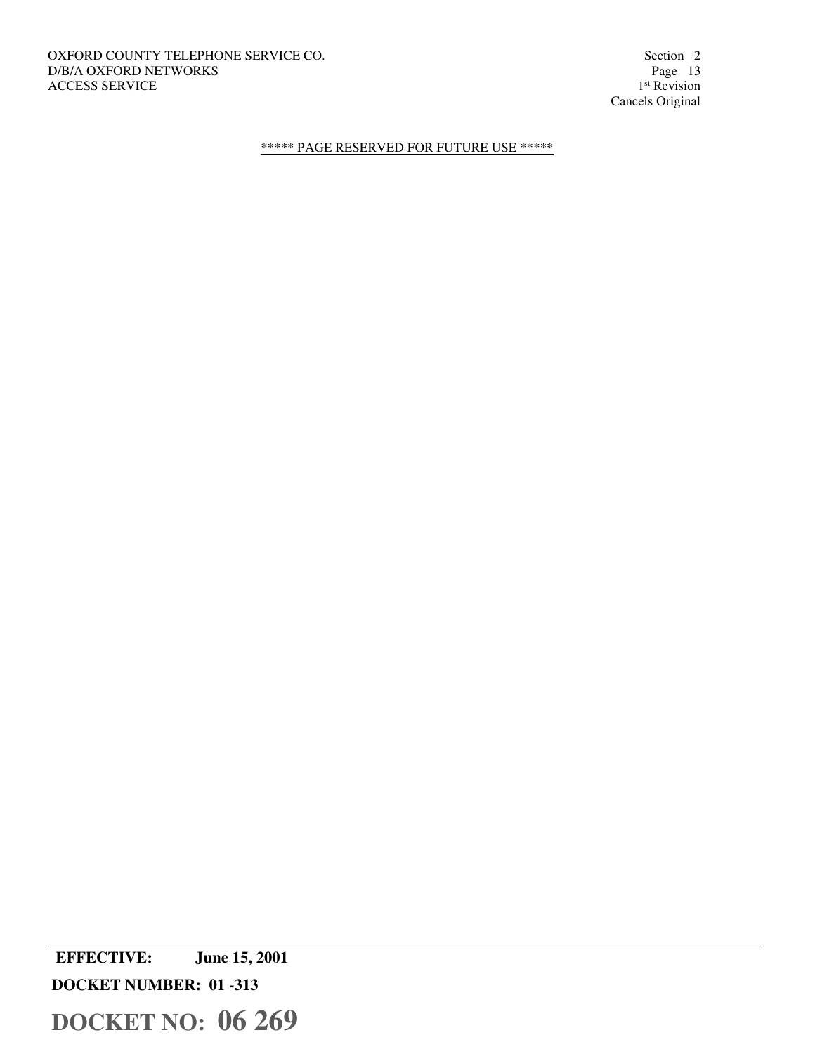***** PAGE RESERVED FOR FUTURE USE *****

**EFFECTIVE:** **June 15, 2001**

**DOCKET NUMBER: 01 -313**

**DOCKET NO: 06 269**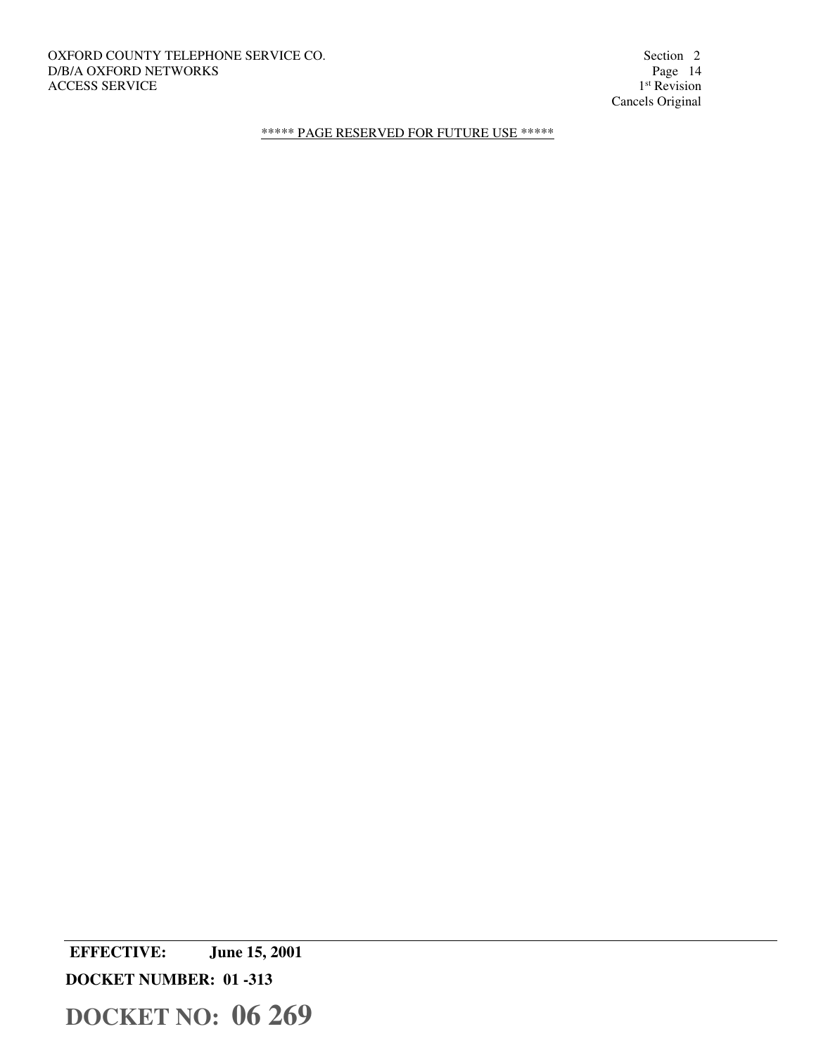***** PAGE RESERVED FOR FUTURE USE *****

**EFFECTIVE:** **June 15, 2001**

**DOCKET NUMBER: 01 -313**

**DOCKET NO: 06 269**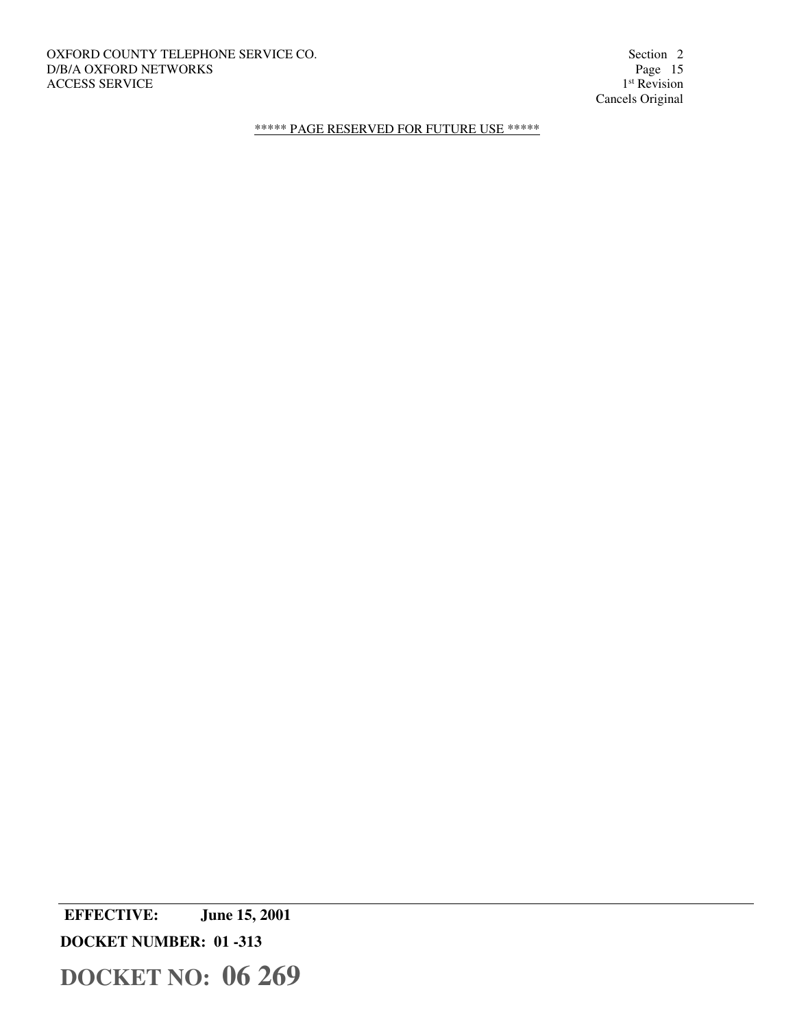***** PAGE RESERVED FOR FUTURE USE *****

**EFFECTIVE: June 15, 2001**

**DOCKET NUMBER: 01 -313**

**DOCKET NO: 06 269**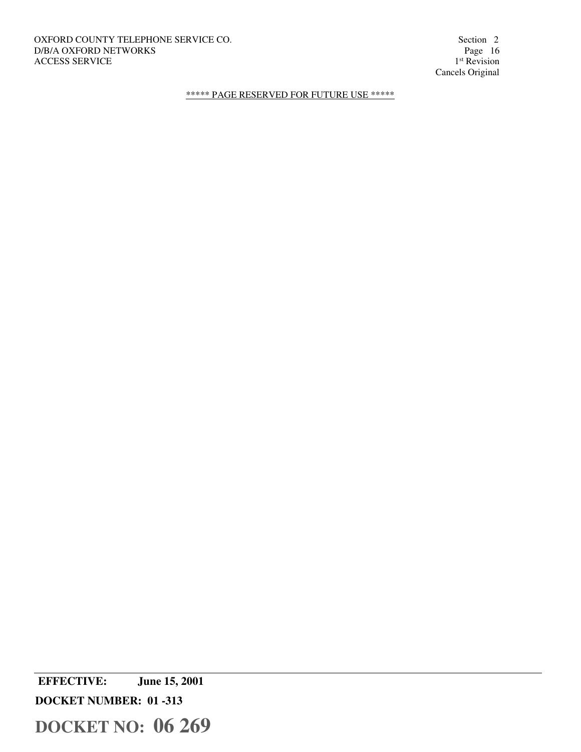***** PAGE RESERVED FOR FUTURE USE *****

**EFFECTIVE: June 15, 2001**

**DOCKET NUMBER: 01 -313**

**DOCKET NO: 06 269**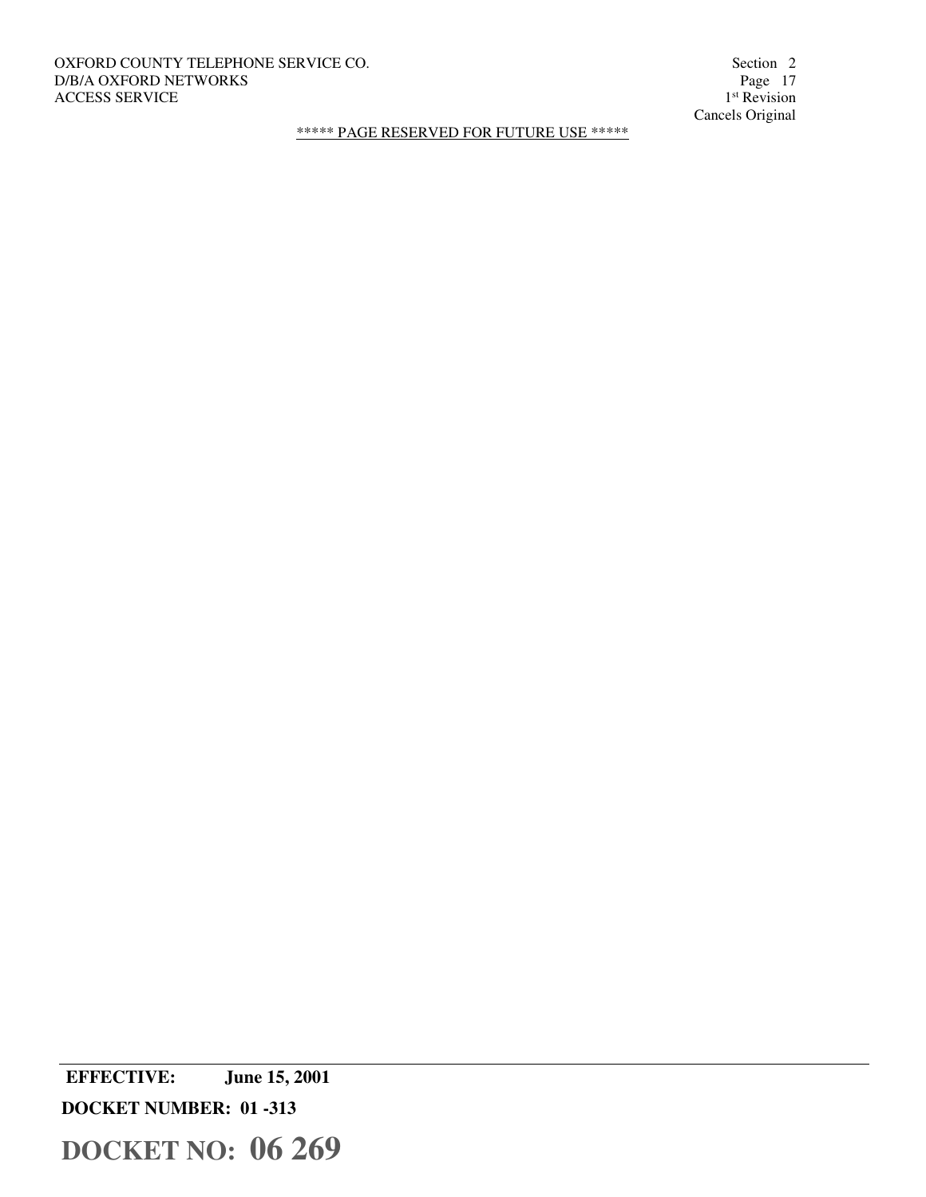***** PAGE RESERVED FOR FUTURE USE *****

**EFFECTIVE:** **June 15, 2001**

**DOCKET NUMBER: 01 -313**

**DOCKET NO: 06 269**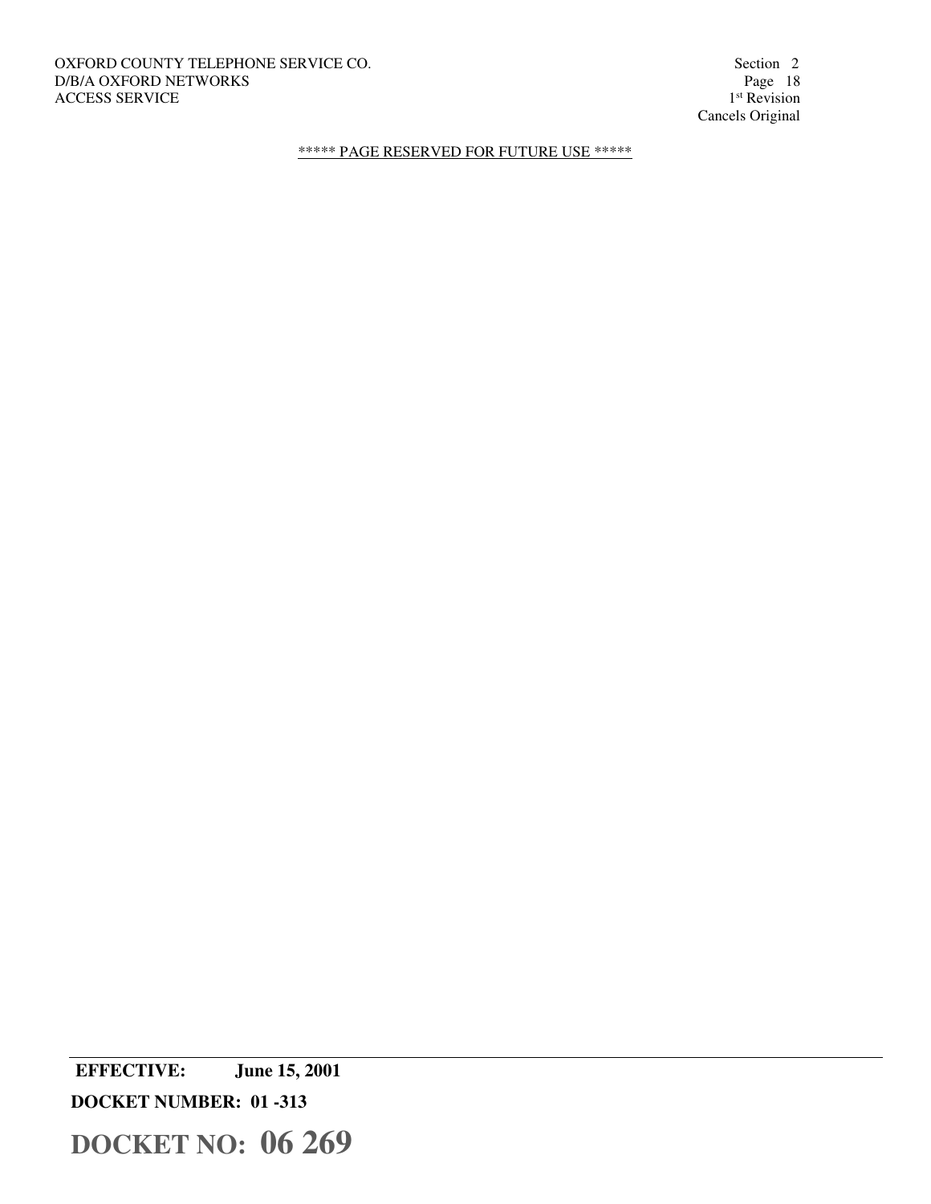***** PAGE RESERVED FOR FUTURE USE *****

**EFFECTIVE: June 15, 2001**

**DOCKET NUMBER: 01 -313**

**DOCKET NO: 06 269**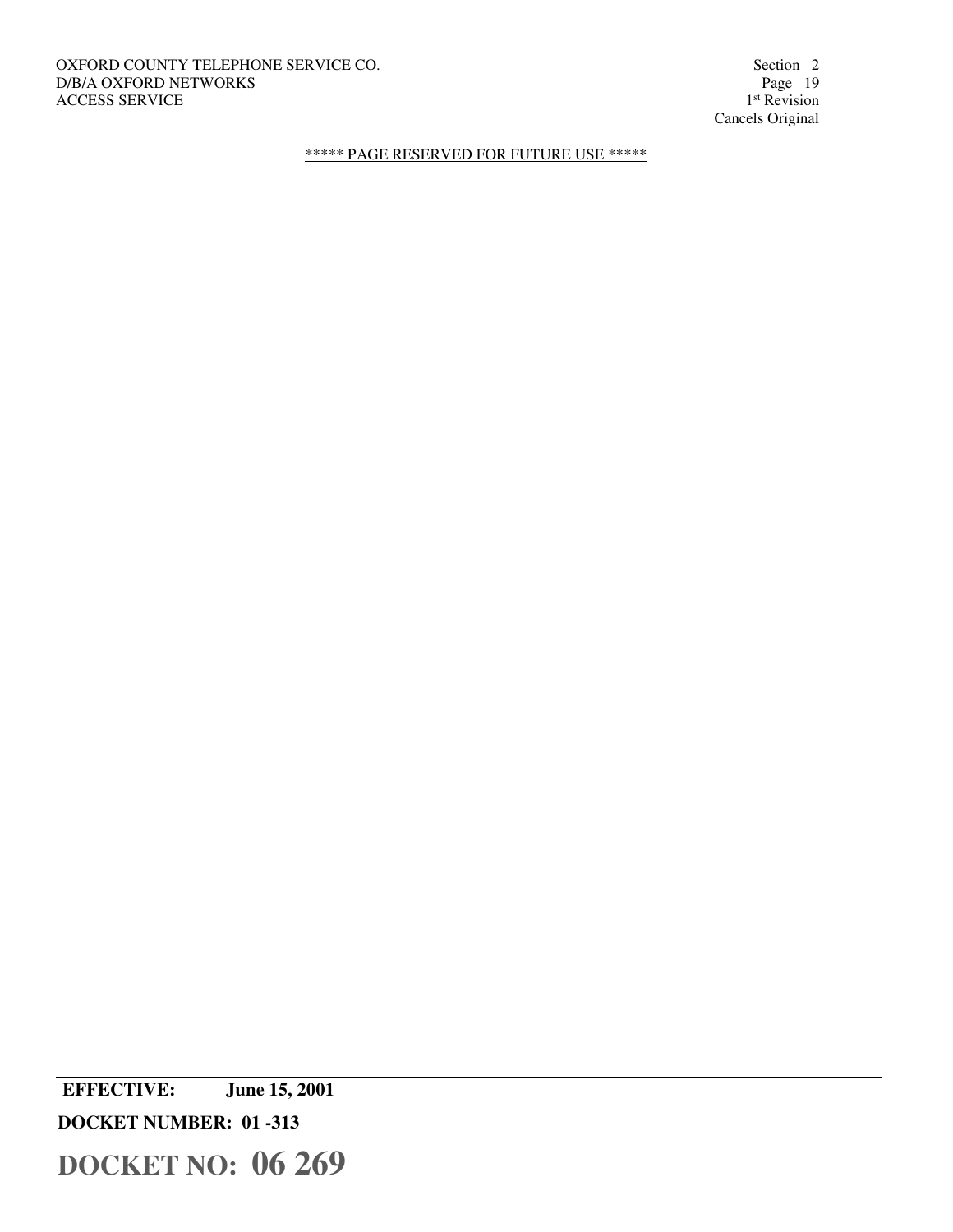***** PAGE RESERVED FOR FUTURE USE *****

**EFFECTIVE: June 15, 2001**

**DOCKET NUMBER: 01 -313**

**DOCKET NO: 06 269**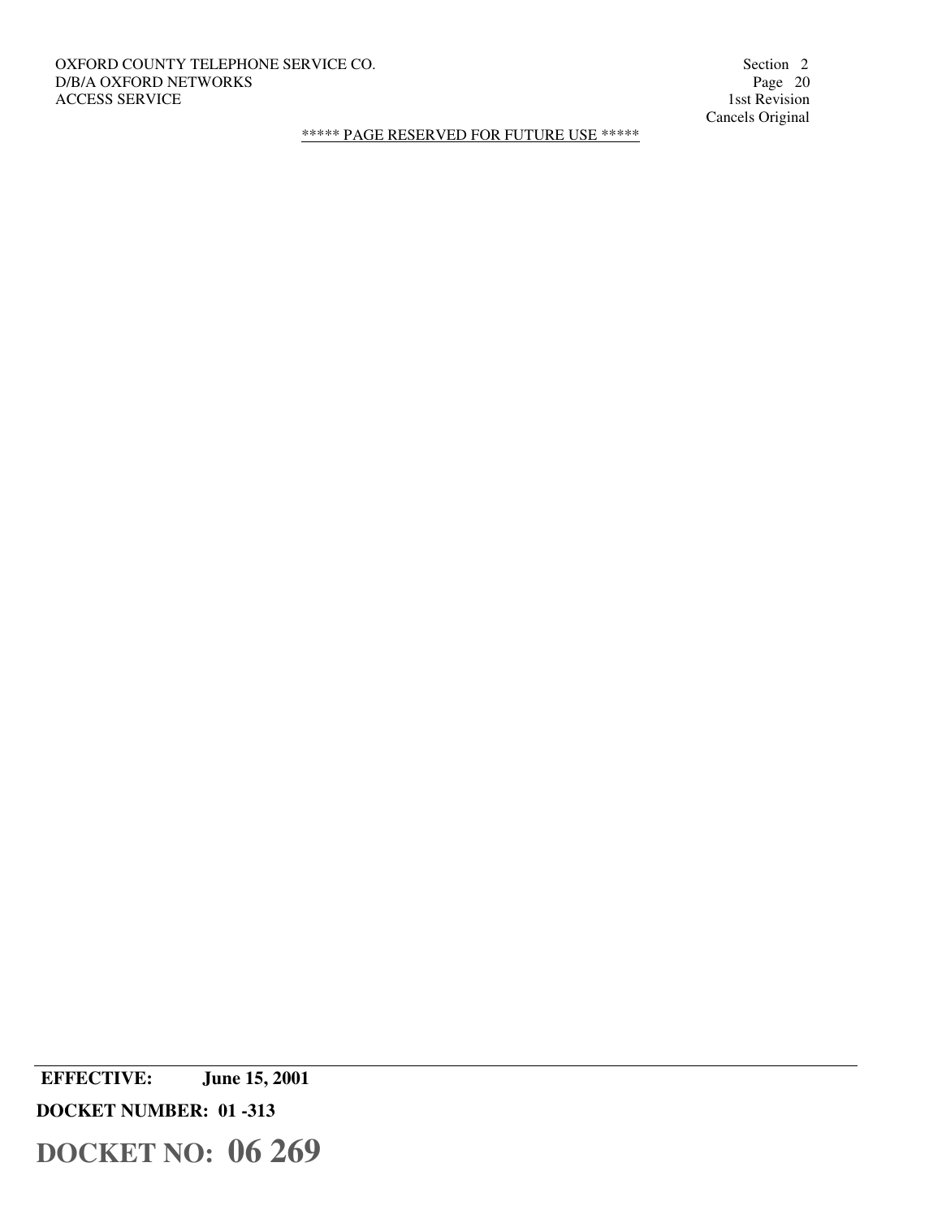***** PAGE RESERVED FOR FUTURE USE *****

**EFFECTIVE: June 15, 2001**

**DOCKET NUMBER: 01 -313**

**DOCKET NO: 06 269**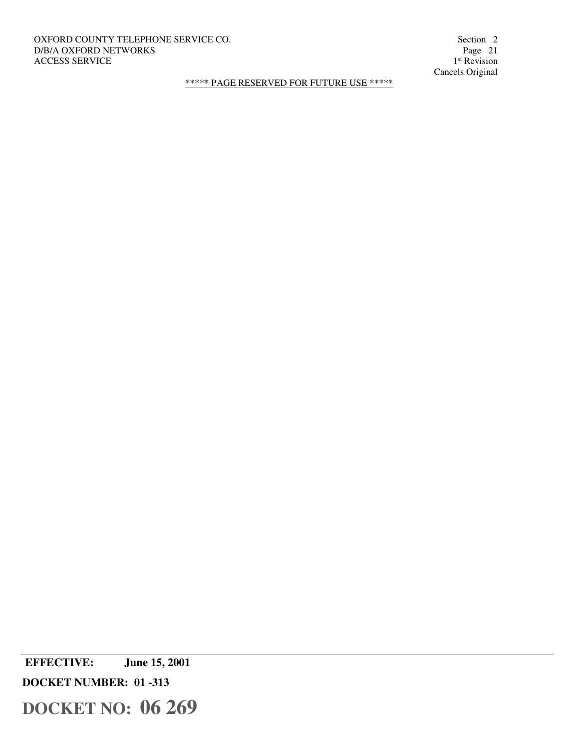***** PAGE RESERVED FOR FUTURE USE *****

**EFFECTIVE: June 15, 2001**

**DOCKET NUMBER: 01 -313**

**DOCKET NO: 06 269**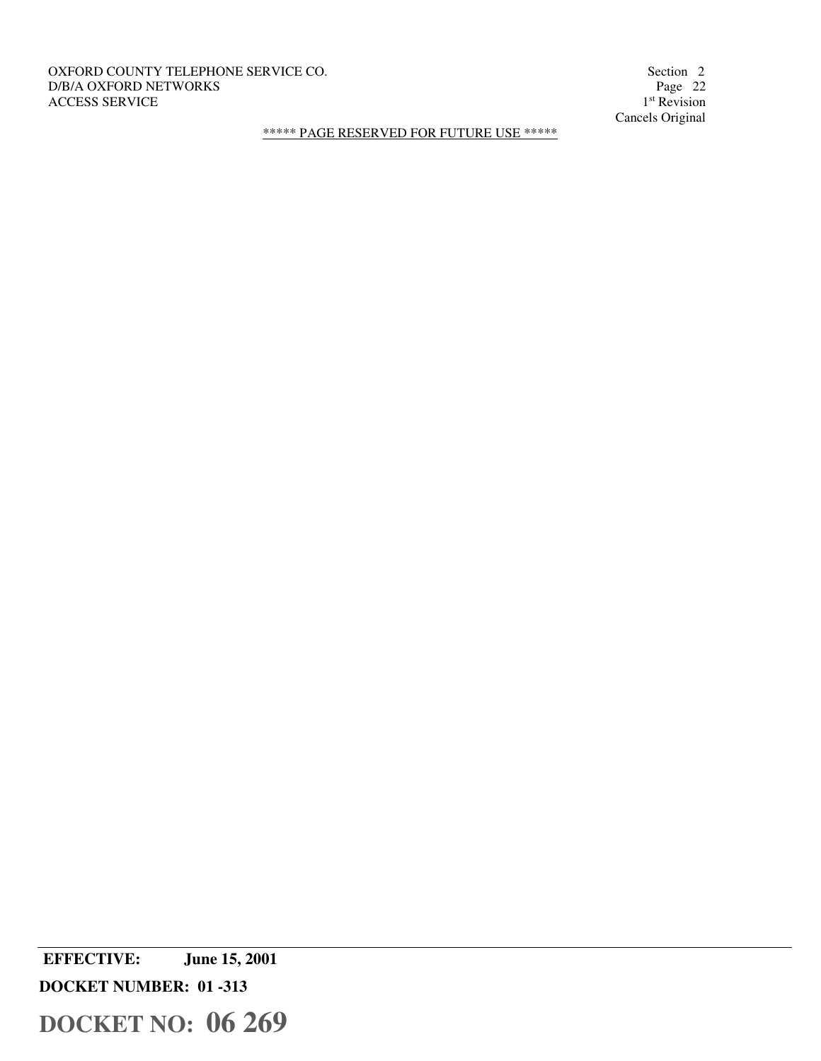OXFORD COUNTY TELEPHONE SERVICE CO.
D/B/A OXFORD NETWORKS
ACCESS SERVICE

Section 2
Page 22
1st Revision
Cancels Original

***** PAGE RESERVED FOR FUTURE USE *****

**EFFECTIVE: June 15, 2001**

**DOCKET NUMBER: 01 -313**

**DOCKET NO: 06 269**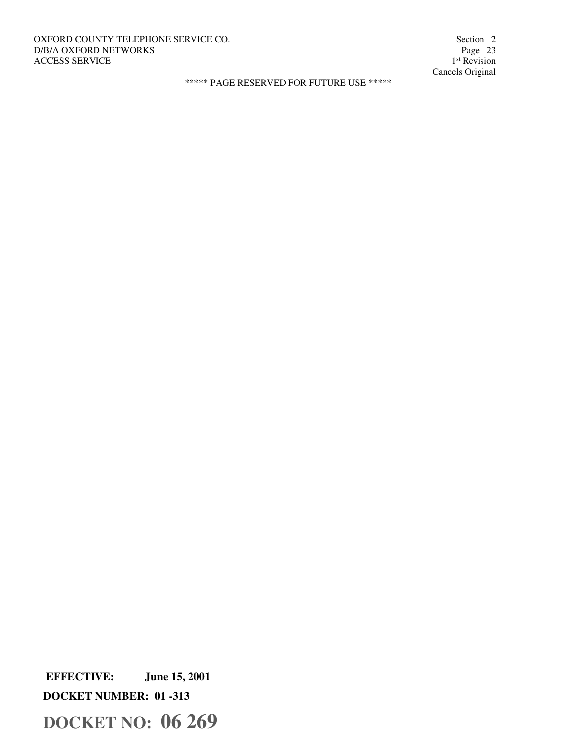***** PAGE RESERVED FOR FUTURE USE *****

**EFFECTIVE:** **June 15, 2001**

**DOCKET NUMBER: 01 -313**

**DOCKET NO: 06 269**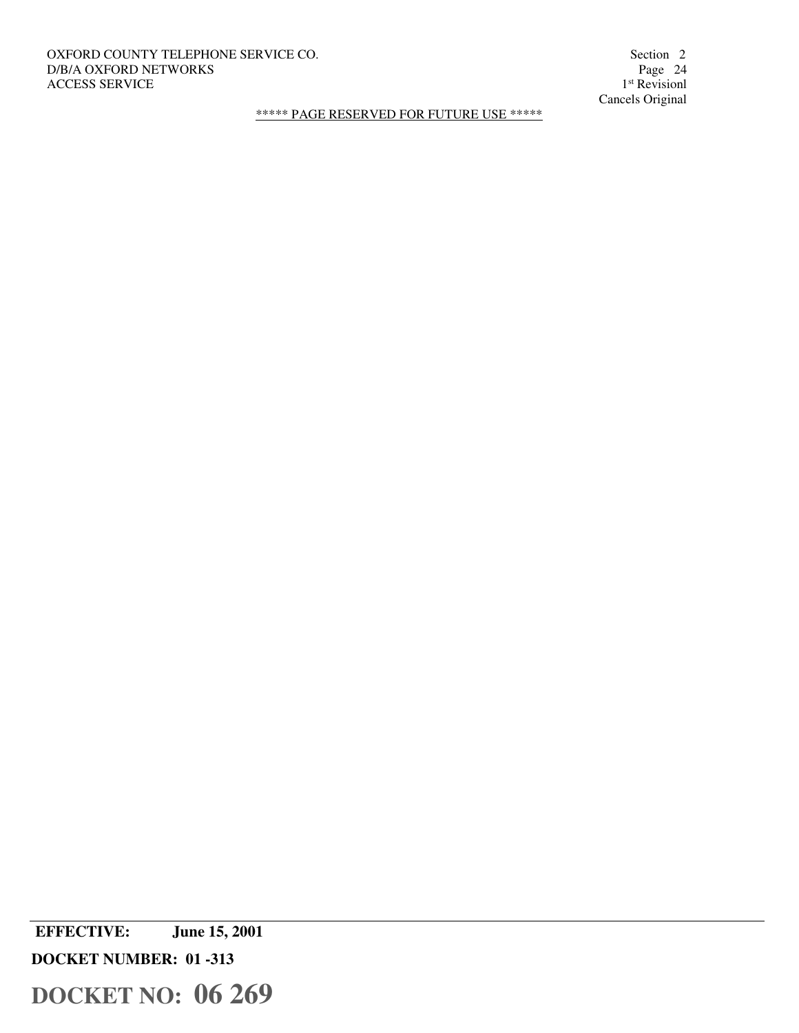***** PAGE RESERVED FOR FUTURE USE *****

**EFFECTIVE: June 15, 2001**

**DOCKET NUMBER: 01 -313**

**DOCKET NO: 06 269**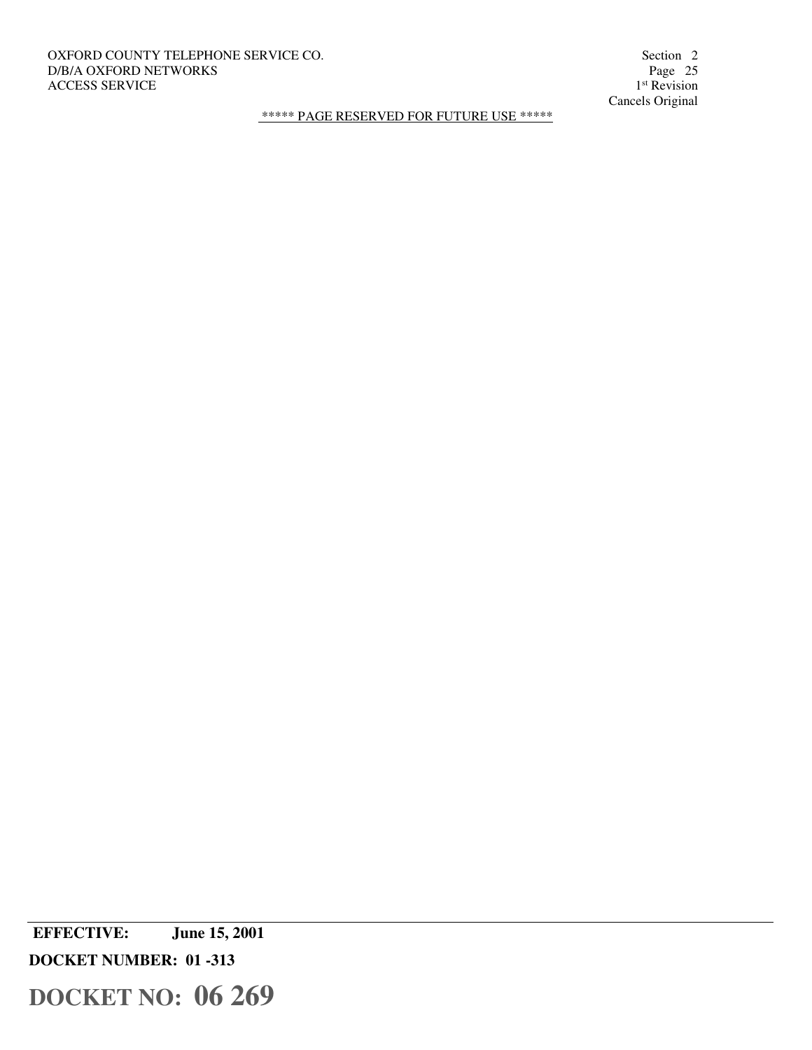***** PAGE RESERVED FOR FUTURE USE *****

**EFFECTIVE: June 15, 2001**

**DOCKET NUMBER: 01 -313**

**DOCKET NO: 06 269**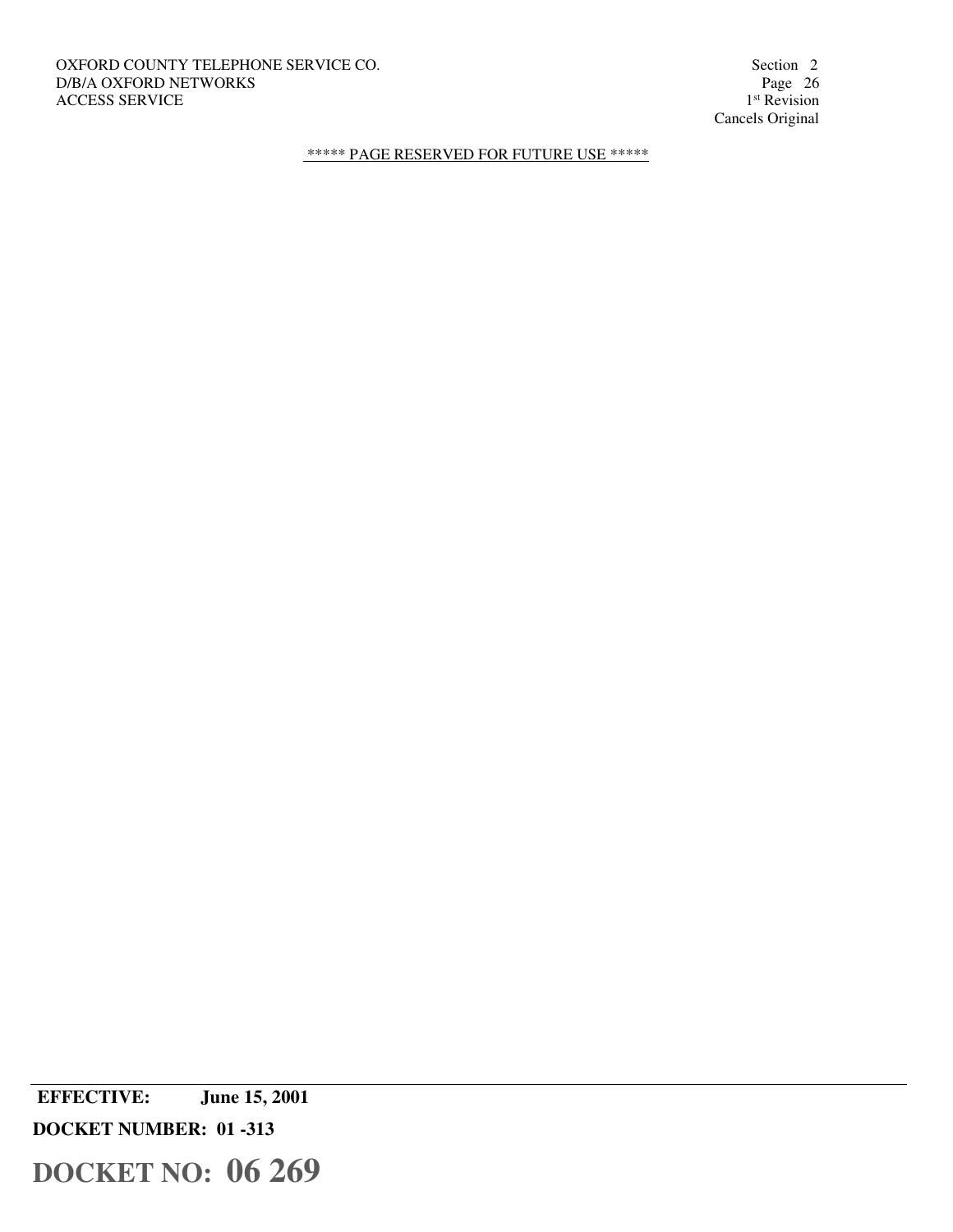OXFORD COUNTY TELEPHONE SERVICE CO.
D/B/A OXFORD NETWORKS
ACCESS SERVICE

Section 2
Page 26
1st Revision
Cancels Original

***** PAGE RESERVED FOR FUTURE USE *****

**EFFECTIVE: June 15, 2001**

**DOCKET NUMBER: 01 -313**

**DOCKET NO: 06 269**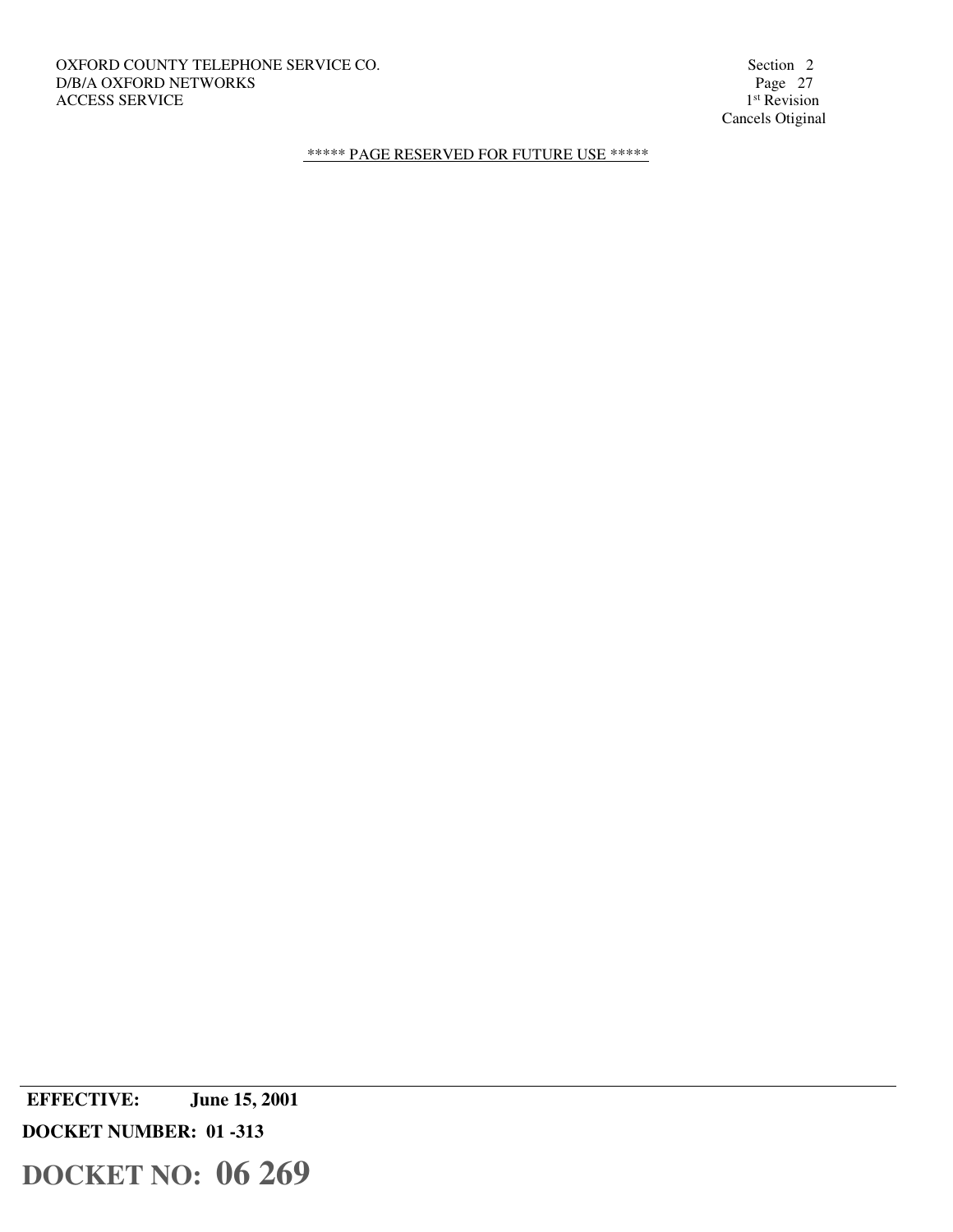OXFORD COUNTY TELEPHONE SERVICE CO.
D/B/A OXFORD NETWORKS
ACCESS SERVICE

Section 2
Page 27
1st Revision
Cancels Otiginal

***** PAGE RESERVED FOR FUTURE USE *****

**EFFECTIVE: June 15, 2001**

**DOCKET NUMBER: 01 -313**

**DOCKET NO: 06 269**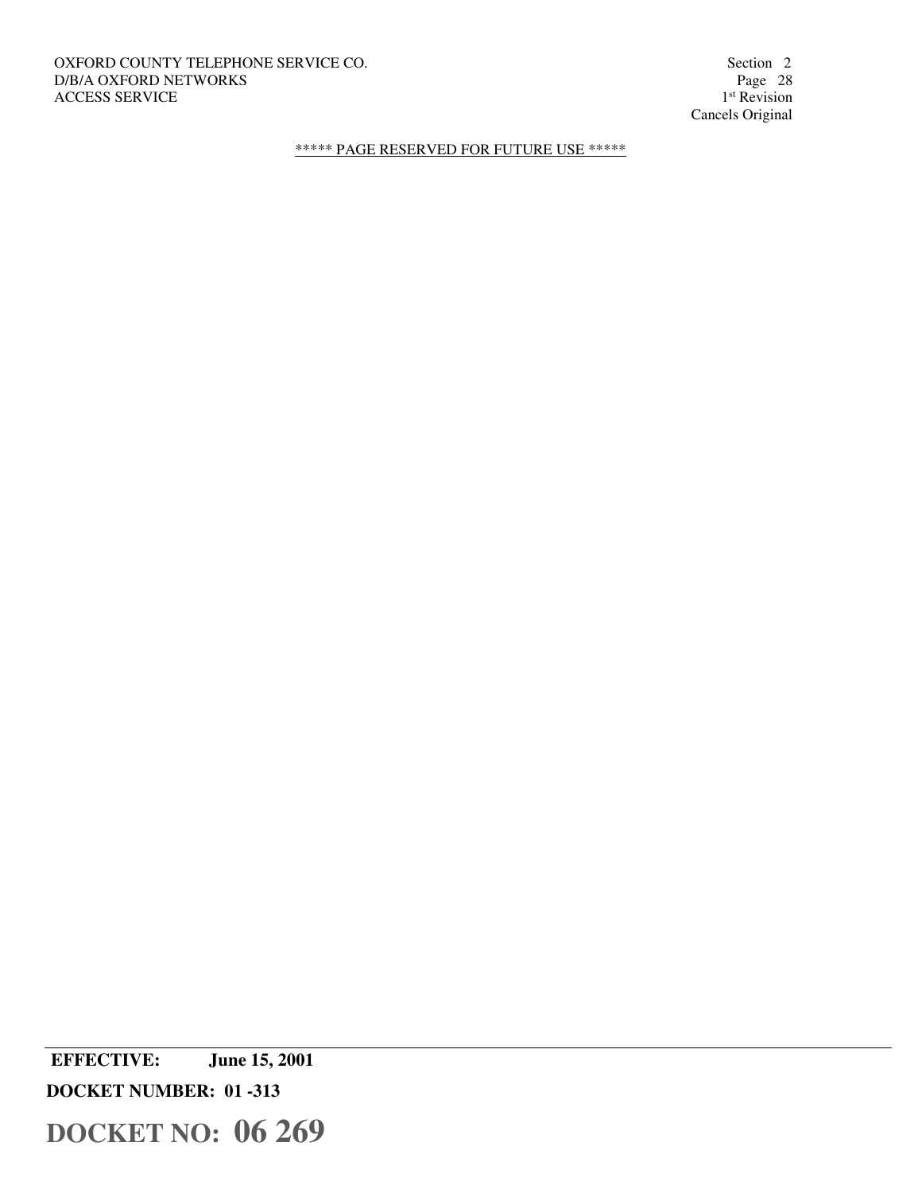***** PAGE RESERVED FOR FUTURE USE *****

**EFFECTIVE:** **June 15, 2001**

**DOCKET NUMBER: 01 -313**

**DOCKET NO: 06 269**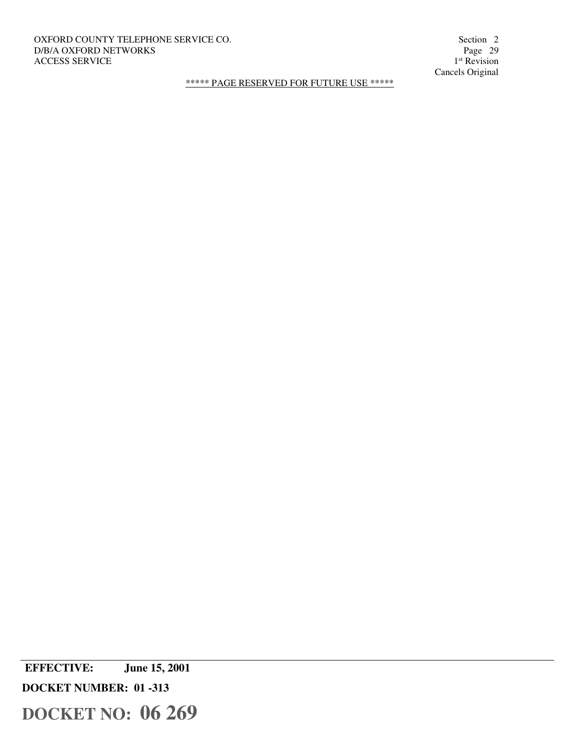OXFORD COUNTY TELEPHONE SERVICE CO.
D/B/A OXFORD NETWORKS
ACCESS SERVICE

Section 2
Page 29
1st Revision
Cancels Original

***** PAGE RESERVED FOR FUTURE USE *****

**EFFECTIVE: June 15, 2001**

**DOCKET NUMBER: 01 -313**

**DOCKET NO: 06 269**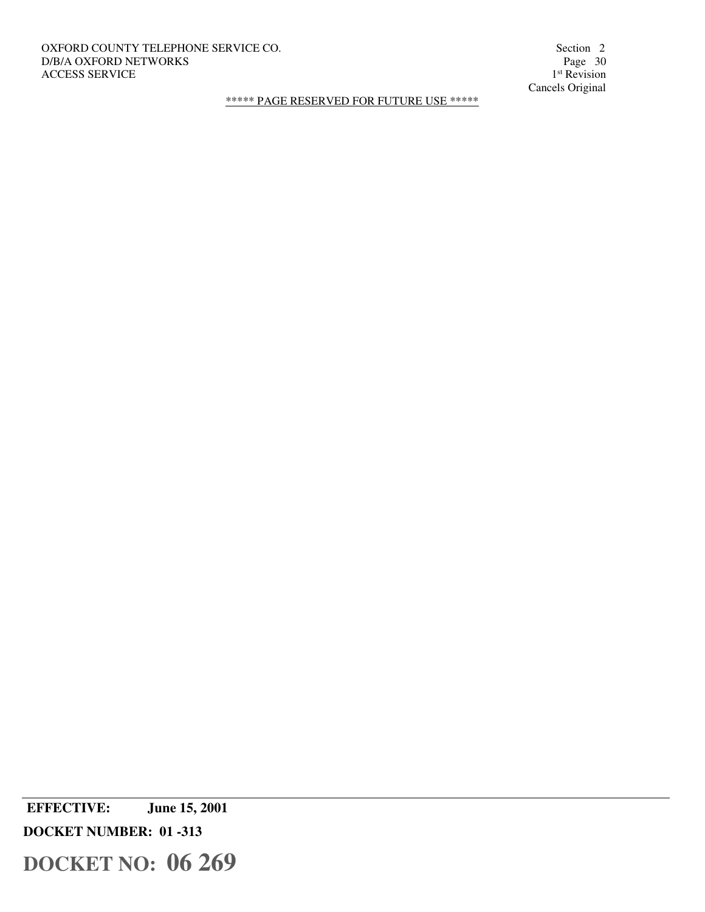***** PAGE RESERVED FOR FUTURE USE *****

**EFFECTIVE: June 15, 2001**

**DOCKET NUMBER: 01 -313**

**DOCKET NO: 06 269**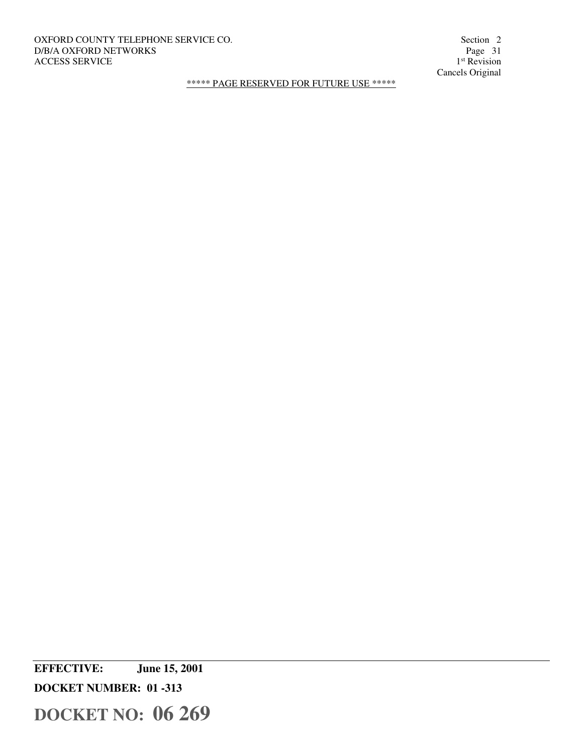***** PAGE RESERVED FOR FUTURE USE *****

**EFFECTIVE: June 15, 2001**

**DOCKET NUMBER: 01 -313**

**DOCKET NO: 06 269**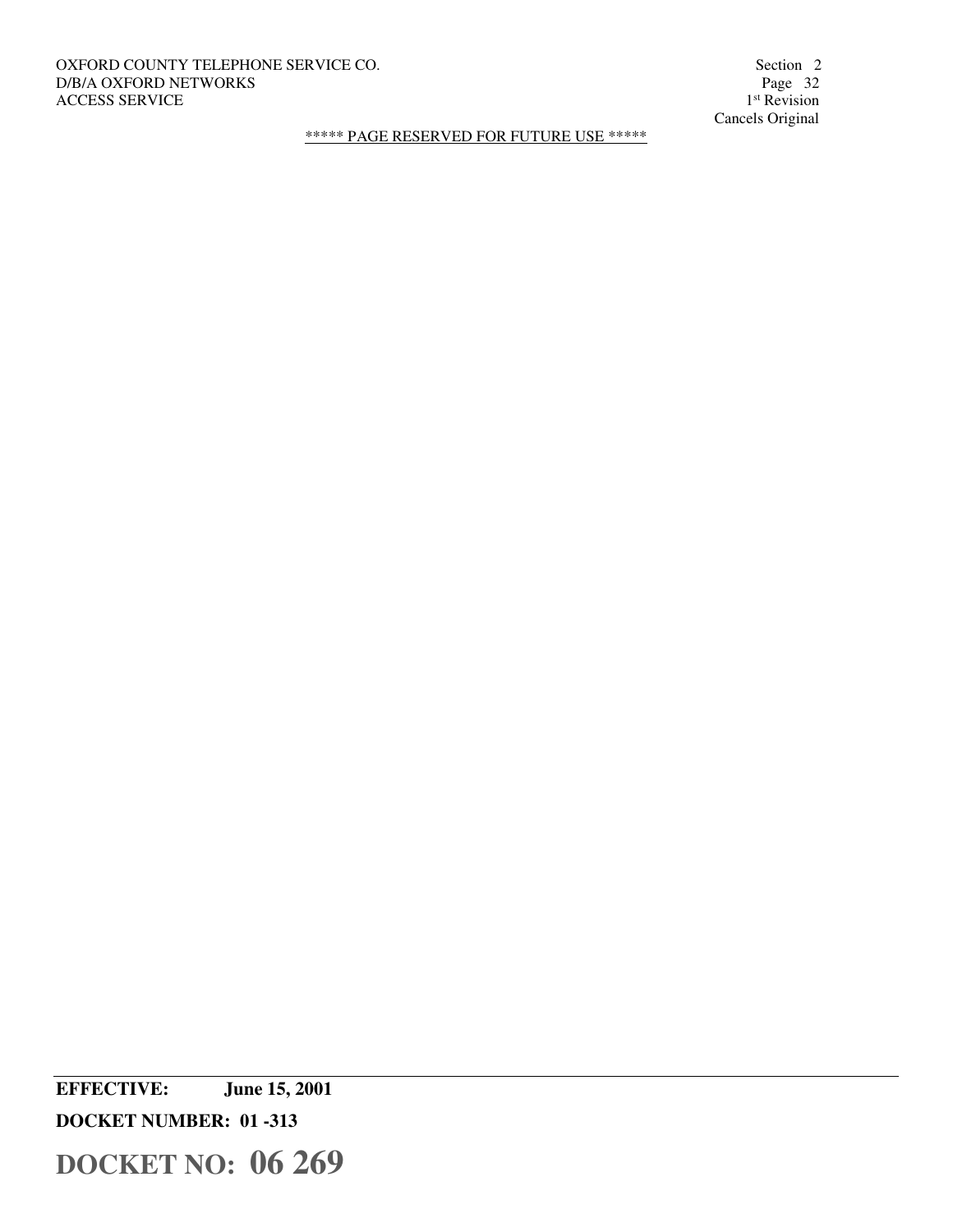***** PAGE RESERVED FOR FUTURE USE *****

**EFFECTIVE: June 15, 2001**

**DOCKET NUMBER: 01 -313**

**DOCKET NO: 06 269**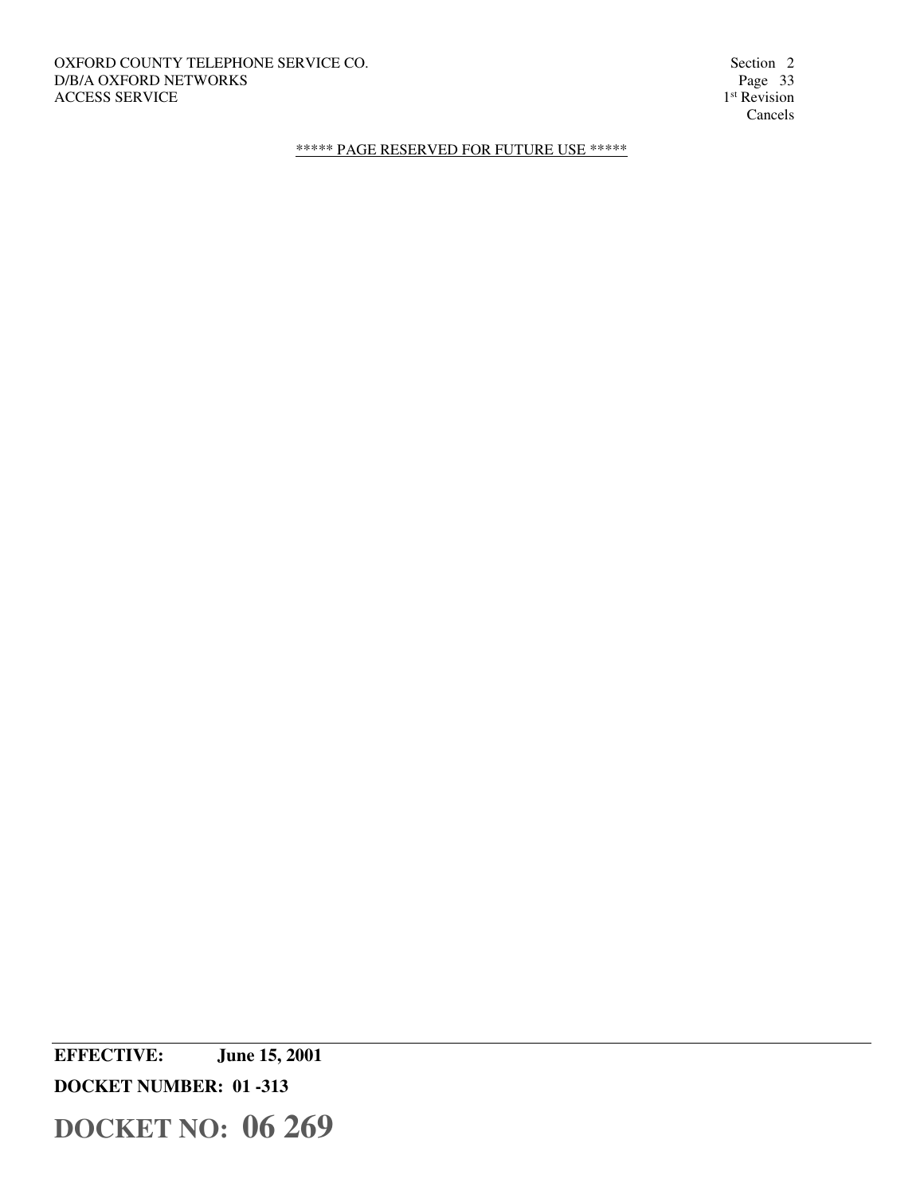***** PAGE RESERVED FOR FUTURE USE *****

**EFFECTIVE: June 15, 2001**

**DOCKET NUMBER: 01 -313**

**DOCKET NO: 06 269**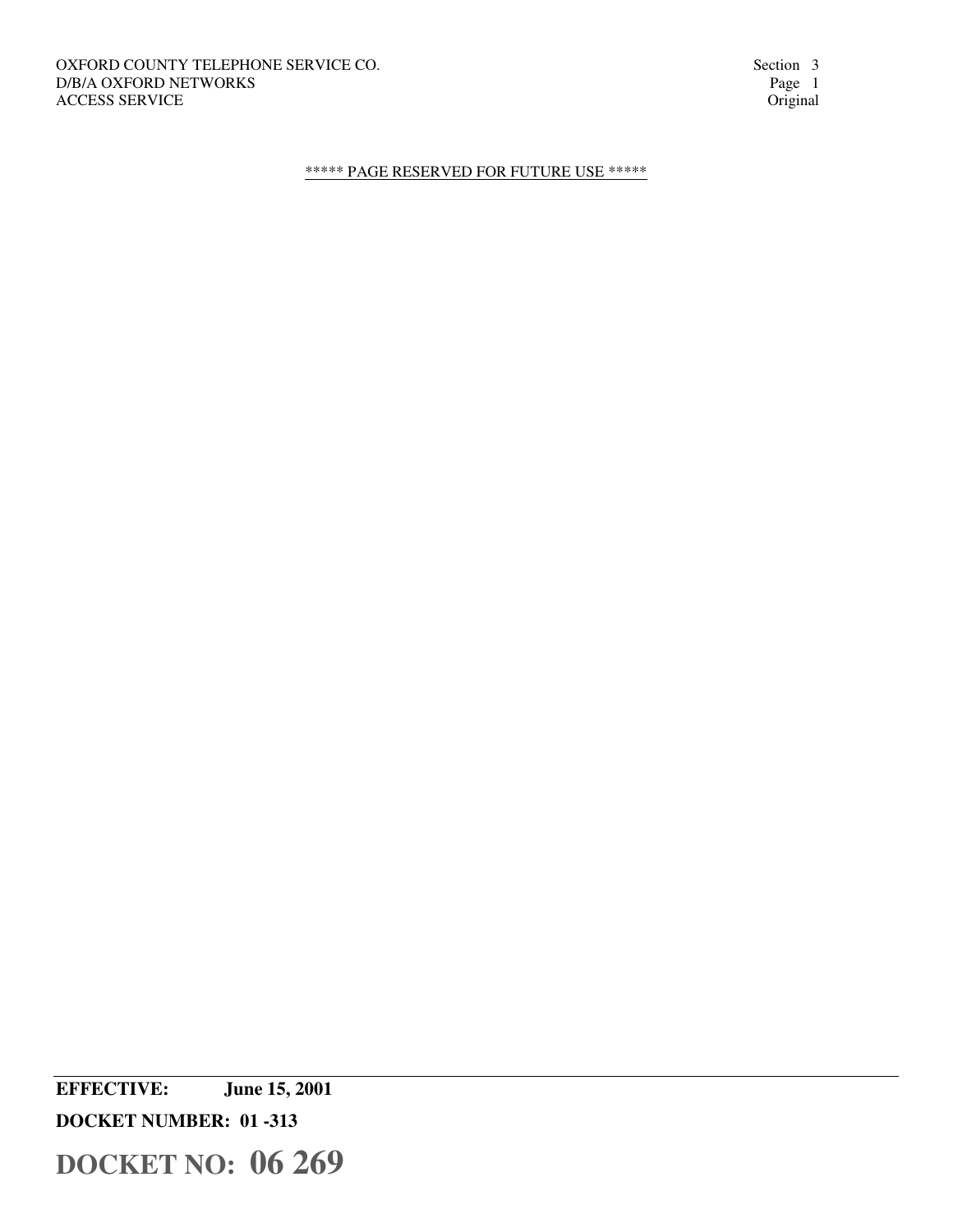***** PAGE RESERVED FOR FUTURE USE *****

**EFFECTIVE: June 15, 2001**

**DOCKET NUMBER: 01 -313**

**DOCKET NO: 06 269**